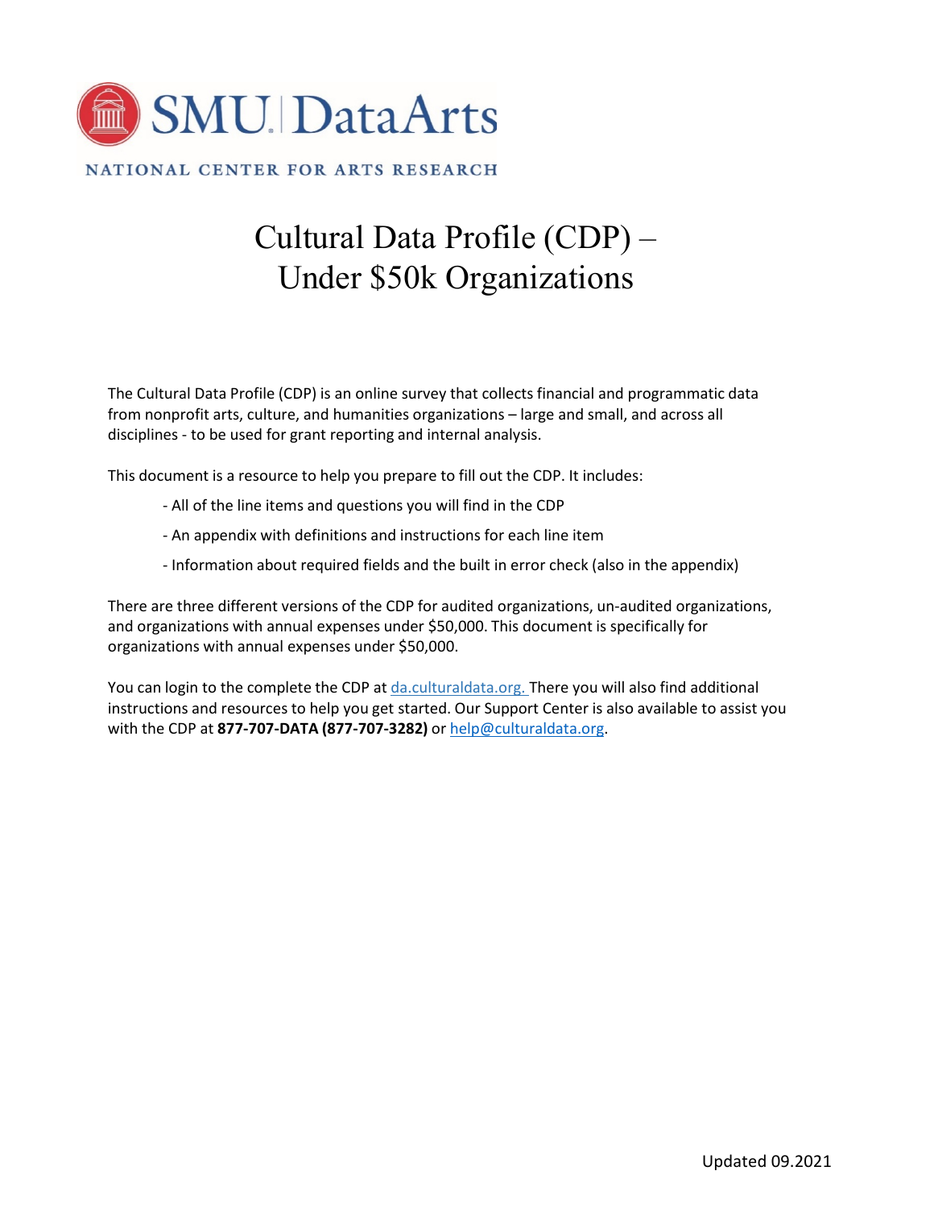SMU | DataArts

NATIONAL CENTER FOR ARTS RESEARCH

# Cultural Data Profile (CDP) – Under $50k Organizations

The Cultural Data Profile (CDP) is an online survey that collects financial and programmatic data from nonprofit arts, culture, and humanities organizations – large and small, and across all disciplines - to be used for grant reporting and internal analysis.

This document is a resource to help you prepare to fill out the CDP. It includes:

- All of the line items and questions you will find in the CDP
- An appendix with definitions and instructions for each line item
- Information about required fields and the built in error check (also in the appendix)

There are three different versions of the CDP for audited organizations, un-audited organizations, and organizations with annual expenses under $50,000. This document is specifically for organizations with annual expenses under $50,000.

You can login to the complete the CDP at da.culturaldata.org. There you will also find additional instructions and resources to help you get started. Our Support Center is also available to assist you with the CDP at **877-707-DATA (877-707-3282)** or help@culturaldata.org.

Updated 09.2021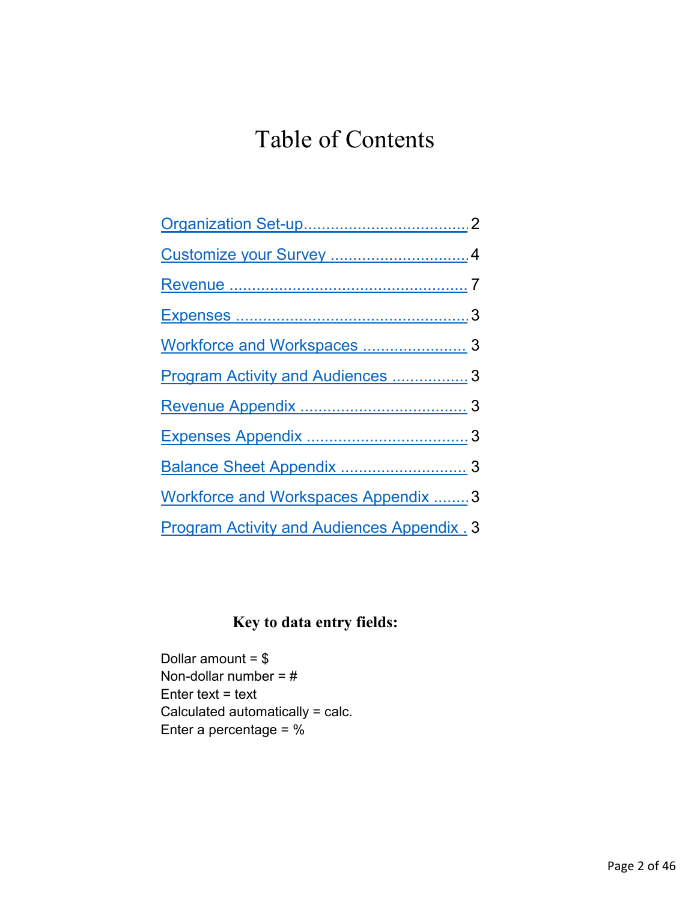# Table of Contents

[Organization Set-up.................................... 2](#)

[Customize your Survey ............................... 4](#)

[Revenue ..................................................... 7](#)

[Expenses .................................................... 3](#)

[Workforce and Workspaces ....................... 3](#)

[Program Activity and Audiences ................. 3](#)

[Revenue Appendix .................................... 3](#)

[Expenses Appendix ................................... 3](#)

[Balance Sheet Appendix ............................ 3](#)

[Workforce and Workspaces Appendix ........ 3](#)

[Program Activity and Audiences Appendix . 3](#)

**Key to data entry fields:**

Dollar amount = $
Non-dollar number = #
Enter text = text
Calculated automatically = calc.
Enter a percentage = %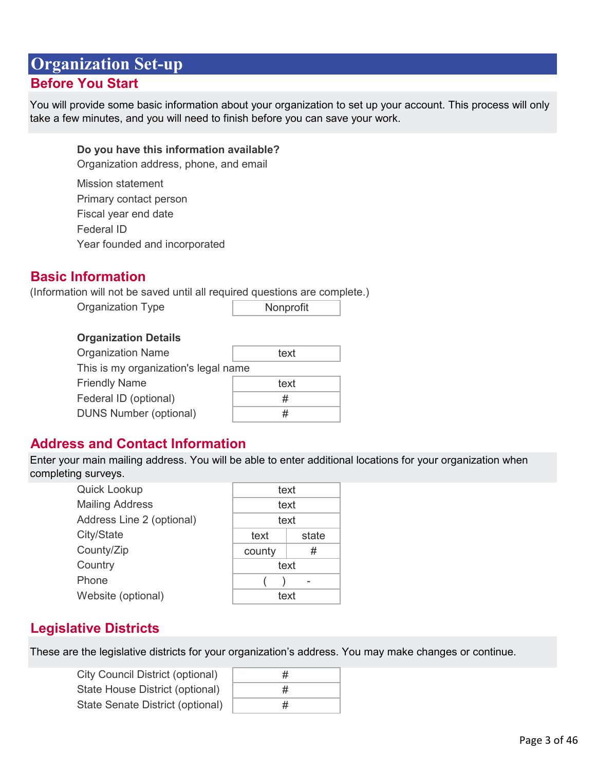# Organization Set-up

## Before You Start

You will provide some basic information about your organization to set up your account. This process will only take a few minutes, and you will need to finish before you can save your work.

**Do you have this information available?**

Organization address, phone, and email

Mission statement

Primary contact person

Fiscal year end date

Federal ID

Year founded and incorporated

## Basic Information

(Information will not be saved until all required questions are complete.)

| Organization Type | Nonprofit |
|---|---|

**Organization Details**

| Organization Name | text |
|---|---|
| This is my organization's legal name | |
| Friendly Name | text |
| Federal ID (optional) | # |
| DUNS Number (optional) | # |

## Address and Contact Information

Enter your main mailing address. You will be able to enter additional locations for your organization when completing surveys.

| Quick Lookup | text | |
|---|---|---|
| Mailing Address | text | |
| Address Line 2 (optional) | text | |
| City/State | text | state |
| County/Zip | county | # |
| Country | text | |
| Phone | (   )   - | |
| Website (optional) | text | |

## Legislative Districts

These are the legislative districts for your organization's address. You may make changes or continue.

| City Council District (optional) | # |
|---|---|
| State House District (optional) | # |
| State Senate District (optional) | # |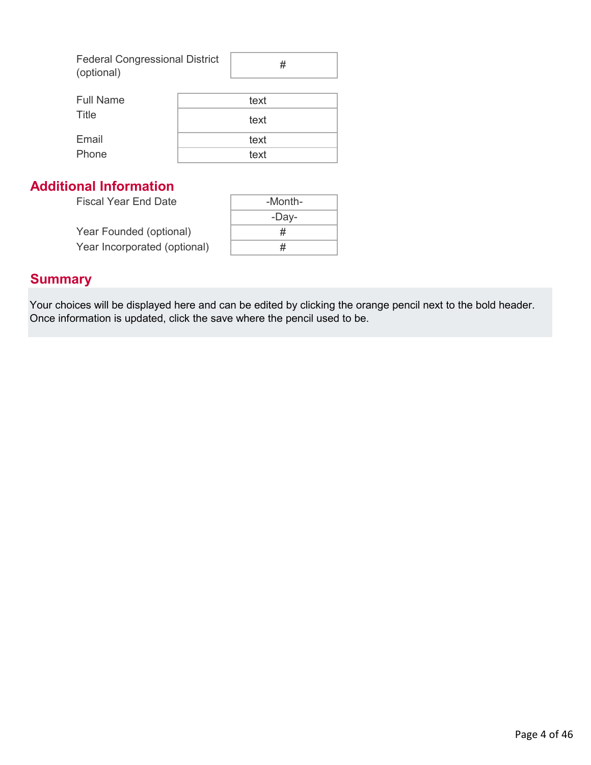| Federal Congressional District (optional) | # |
|---|---|

| Full Name | text |
|---|---|
| Title | text |
| Email | text |
| Phone | text |

## Additional Information

| Fiscal Year End Date | -Month- |
|---|---|
| | -Day- |
| Year Founded (optional) | # |
| Year Incorporated (optional) | # |

## Summary

Your choices will be displayed here and can be edited by clicking the orange pencil next to the bold header. Once information is updated, click the save where the pencil used to be.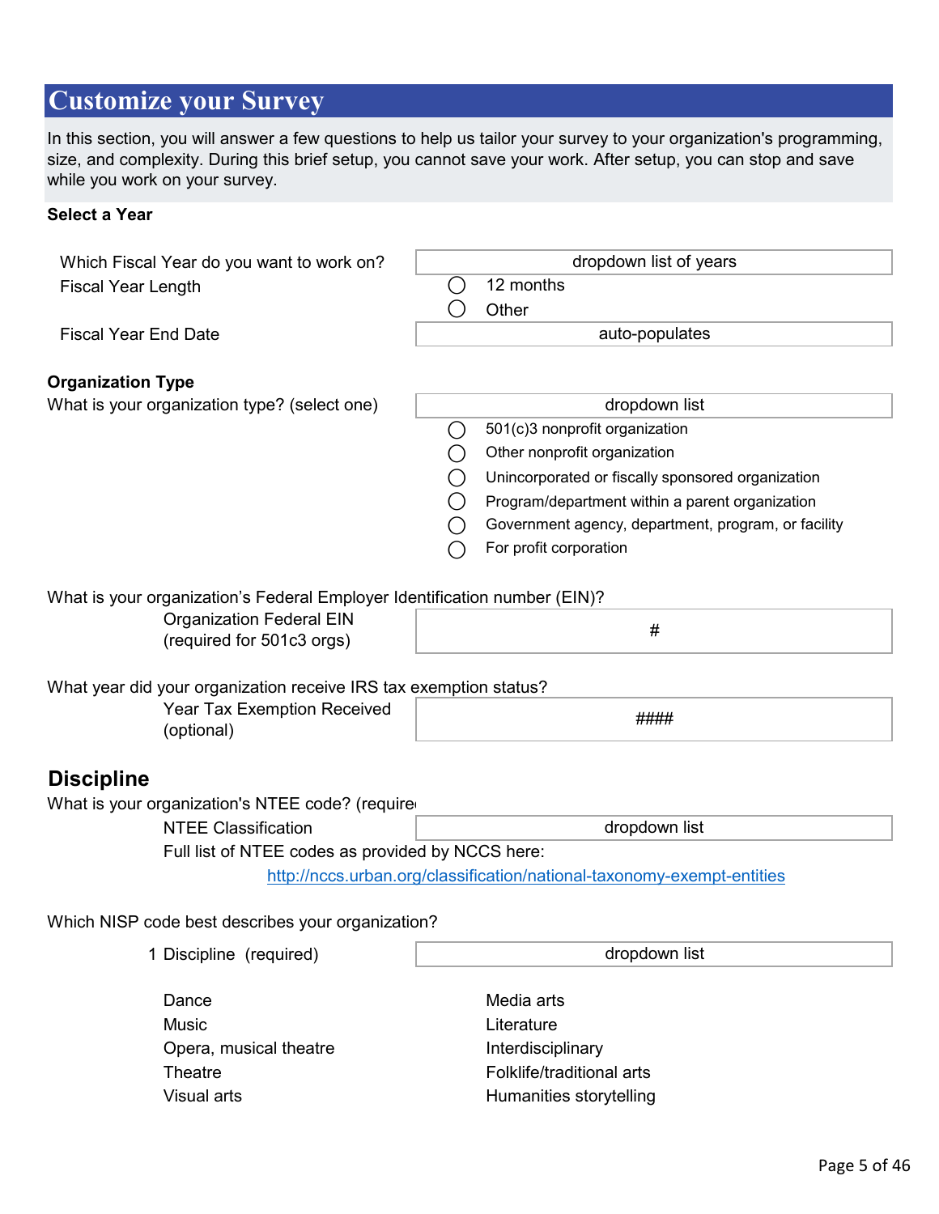# Customize your Survey

In this section, you will answer a few questions to help us tailor your survey to your organization's programming, size, and complexity. During this brief setup, you cannot save your work. After setup, you can stop and save while you work on your survey.

**Select a Year**

Which Fiscal Year do you want to work on? — dropdown list of years

Fiscal Year Length
- ◯ 12 months
- ◯ Other

Fiscal Year End Date — auto-populates

**Organization Type**

What is your organization type? (select one) — dropdown list

- ◯ 501(c)3 nonprofit organization
- ◯ Other nonprofit organization
- ◯ Unincorporated or fiscally sponsored organization
- ◯ Program/department within a parent organization
- ◯ Government agency, department, program, or facility
- ◯ For profit corporation

What is your organization's Federal Employer Identification number (EIN)?

Organization Federal EIN (required for 501c3 orgs) — #

What year did your organization receive IRS tax exemption status?

Year Tax Exemption Received (optional) — ####

## Discipline

What is your organization's NTEE code? (require

NTEE Classification — dropdown list

Full list of NTEE codes as provided by NCCS here:

http://nccs.urban.org/classification/national-taxonomy-exempt-entities

Which NISP code best describes your organization?

1 Discipline (required) — dropdown list

- Dance
- Music
- Opera, musical theatre
- Theatre
- Visual arts
- Media arts
- Literature
- Interdisciplinary
- Folklife/traditional arts
- Humanities storytelling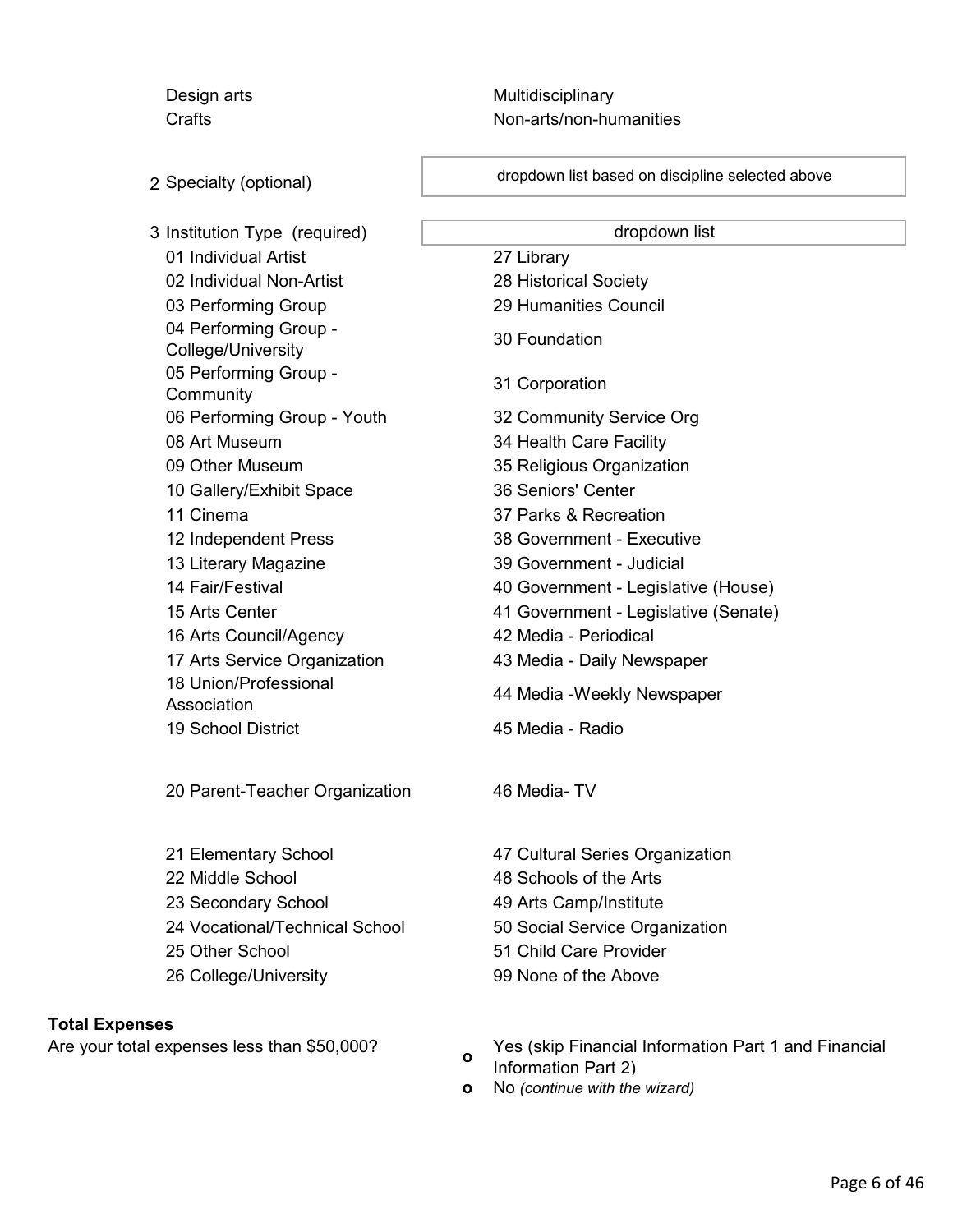| | |
|---|---|
| Design arts | Multidisciplinary |
| Crafts | Non-arts/non-humanities |

2 Specialty (optional) — dropdown list based on discipline selected above

3 Institution Type (required) — dropdown list

| | |
|---|---|
| 01 Individual Artist | 27 Library |
| 02 Individual Non-Artist | 28 Historical Society |
| 03 Performing Group | 29 Humanities Council |
| 04 Performing Group - College/University | 30 Foundation |
| 05 Performing Group - Community | 31 Corporation |
| 06 Performing Group - Youth | 32 Community Service Org |
| 08 Art Museum | 34 Health Care Facility |
| 09 Other Museum | 35 Religious Organization |
| 10 Gallery/Exhibit Space | 36 Seniors' Center |
| 11 Cinema | 37 Parks & Recreation |
| 12 Independent Press | 38 Government - Executive |
| 13 Literary Magazine | 39 Government - Judicial |
| 14 Fair/Festival | 40 Government - Legislative (House) |
| 15 Arts Center | 41 Government - Legislative (Senate) |
| 16 Arts Council/Agency | 42 Media - Periodical |
| 17 Arts Service Organization | 43 Media - Daily Newspaper |
| 18 Union/Professional Association | 44 Media -Weekly Newspaper |
| 19 School District | 45 Media - Radio |
| 20 Parent-Teacher Organization | 46 Media- TV |
| 21 Elementary School | 47 Cultural Series Organization |
| 22 Middle School | 48 Schools of the Arts |
| 23 Secondary School | 49 Arts Camp/Institute |
| 24 Vocational/Technical School | 50 Social Service Organization |
| 25 Other School | 51 Child Care Provider |
| 26 College/University | 99 None of the Above |

**Total Expenses**

Are your total expenses less than $50,000?

- Yes (skip Financial Information Part 1 and Financial Information Part 2)
- No *(continue with the wizard)*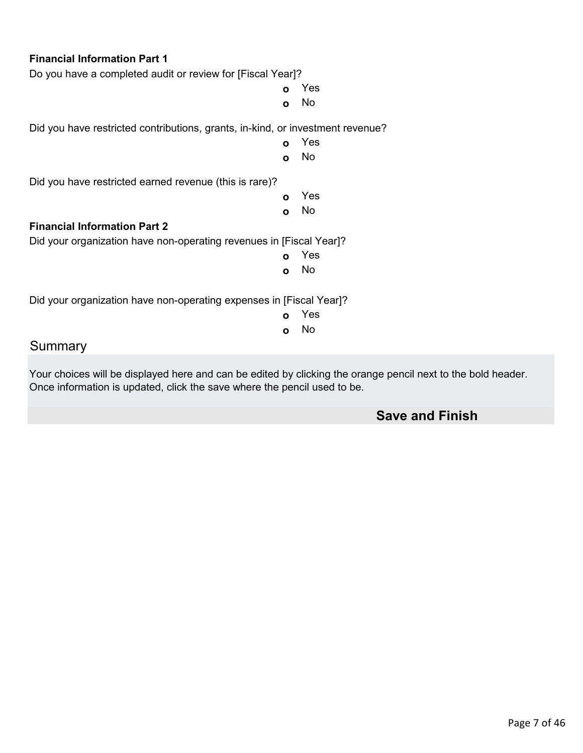**Financial Information Part 1**

Do you have a completed audit or review for [Fiscal Year]?

- Yes
- No

Did you have restricted contributions, grants, in-kind, or investment revenue?

- Yes
- No

Did you have restricted earned revenue (this is rare)?

- Yes
- No

**Financial Information Part 2**

Did your organization have non-operating revenues in [Fiscal Year]?

- Yes
- No

Did your organization have non-operating expenses in [Fiscal Year]?

- Yes
- No

## Summary

Your choices will be displayed here and can be edited by clicking the orange pencil next to the bold header. Once information is updated, click the save where the pencil used to be.

**Save and Finish**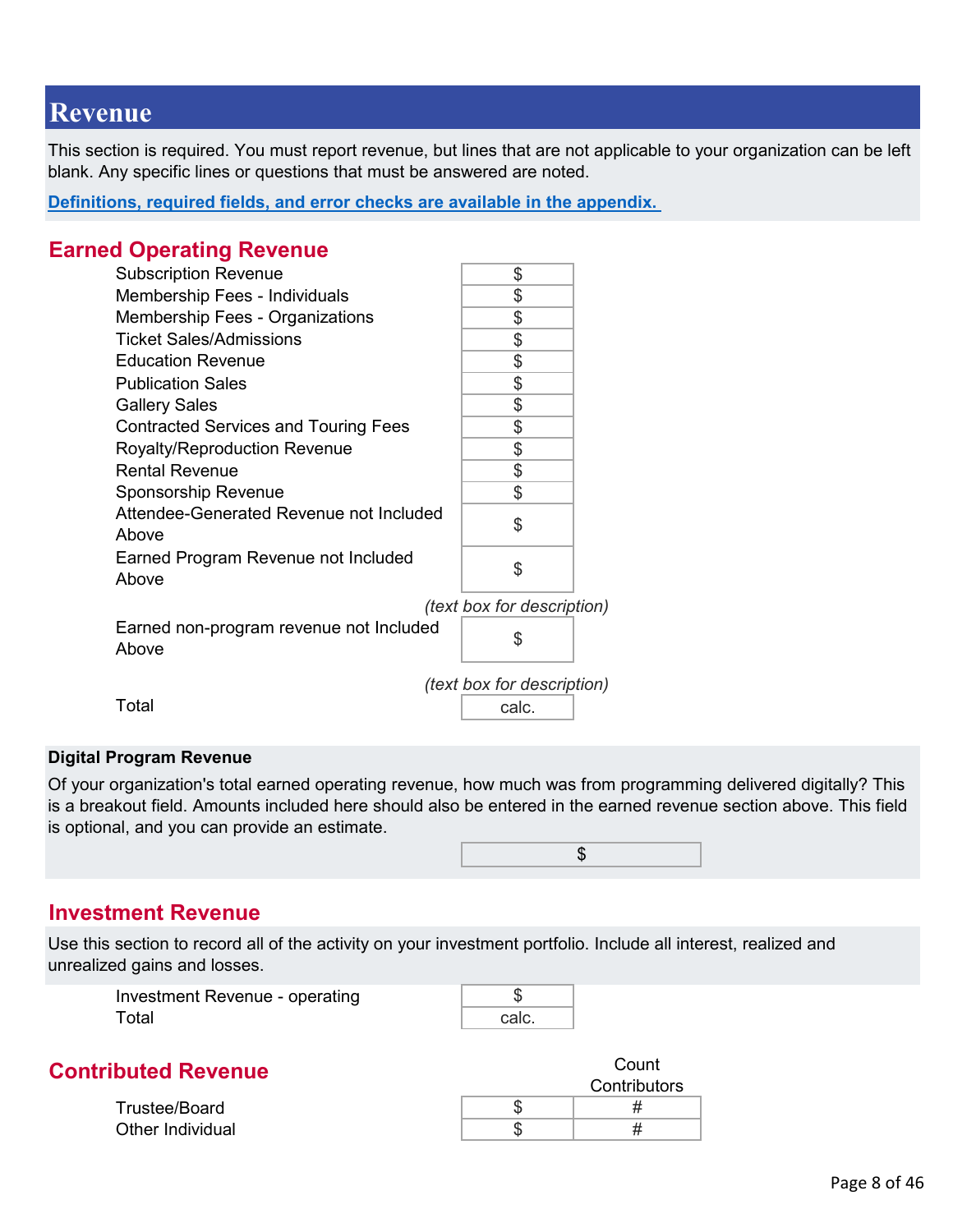# Revenue

This section is required. You must report revenue, but lines that are not applicable to your organization can be left blank. Any specific lines or questions that must be answered are noted.

**Definitions, required fields, and error checks are available in the appendix.**

## Earned Operating Revenue

| | |
|---|---|
| Subscription Revenue | $ |
| Membership Fees - Individuals | $ |
| Membership Fees - Organizations | $ |
| Ticket Sales/Admissions | $ |
| Education Revenue | $ |
| Publication Sales | $ |
| Gallery Sales | $ |
| Contracted Services and Touring Fees | $ |
| Royalty/Reproduction Revenue | $ |
| Rental Revenue | $ |
| Sponsorship Revenue | $ |
| Attendee-Generated Revenue not Included Above | $ |
| Earned Program Revenue not Included Above | $ |
| | *(text box for description)* |
| Earned non-program revenue not Included Above | $ |
| | *(text box for description)* |
| Total | calc. |

**Digital Program Revenue**

Of your organization's total earned operating revenue, how much was from programming delivered digitally? This is a breakout field. Amounts included here should also be entered in the earned revenue section above. This field is optional, and you can provide an estimate.

$

## Investment Revenue

Use this section to record all of the activity on your investment portfolio. Include all interest, realized and unrealized gains and losses.

| | |
|---|---|
| Investment Revenue - operating | $ |
| Total | calc. |

## Contributed Revenue

| | | Count Contributors |
|---|---|---|
| Trustee/Board | $ | # |
| Other Individual | $ | # |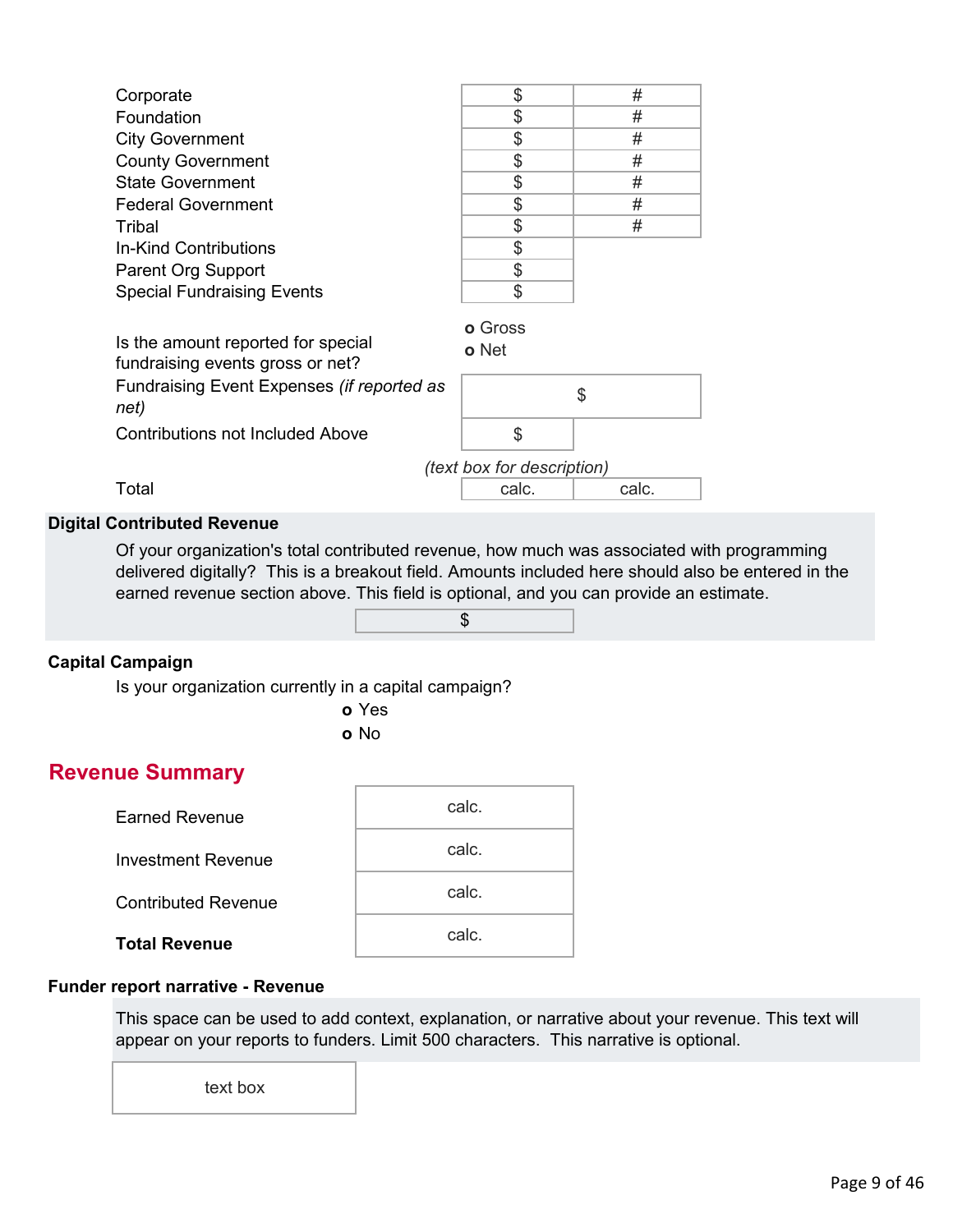| | | |
|---|---|---|
| Corporate | $ | # |
| Foundation | $ | # |
| City Government | $ | # |
| County Government | $ | # |
| State Government | $ | # |
| Federal Government | $ | # |
| Tribal | $ | # |
| In-Kind Contributions | $ | |
| Parent Org Support | $ | |
| Special Fundraising Events | $ | |

Is the amount reported for special fundraising events gross or net?

- o Gross
- o Net

| | |
|---|---|
| Fundraising Event Expenses *(if reported as net)* | $ |
| Contributions not Included Above | $ |

*(text box for description)*

| | | |
|---|---|---|
| Total | calc. | calc. |

**Digital Contributed Revenue**

Of your organization's total contributed revenue, how much was associated with programming delivered digitally? This is a breakout field. Amounts included here should also be entered in the earned revenue section above. This field is optional, and you can provide an estimate.

$

**Capital Campaign**

Is your organization currently in a capital campaign?

- o Yes
- o No

## Revenue Summary

| | |
|---|---|
| Earned Revenue | calc. |
| Investment Revenue | calc. |
| Contributed Revenue | calc. |
| **Total Revenue** | calc. |

**Funder report narrative - Revenue**

This space can be used to add context, explanation, or narrative about your revenue. This text will appear on your reports to funders. Limit 500 characters. This narrative is optional.

text box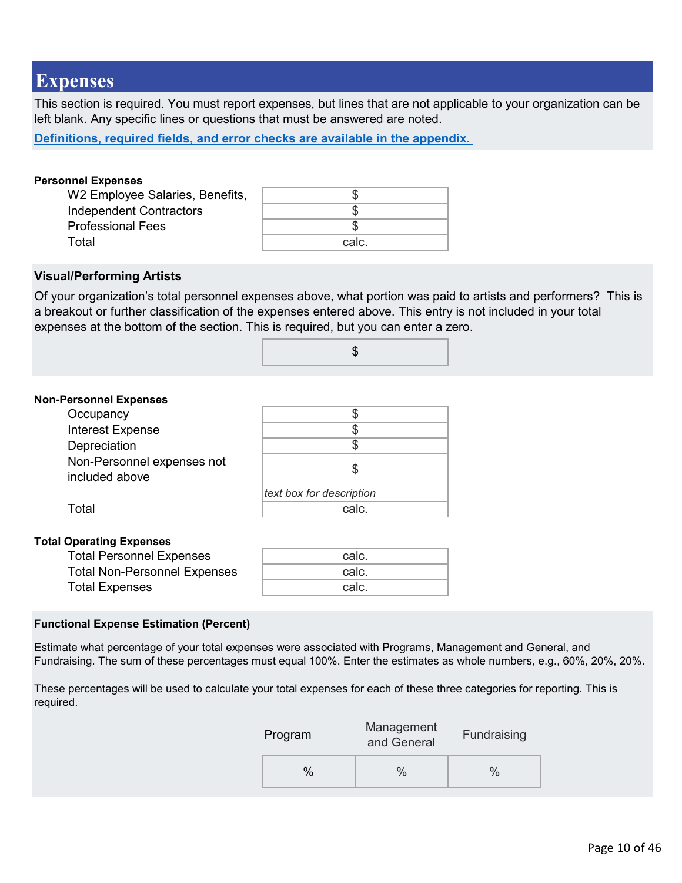# Expenses

This section is required. You must report expenses, but lines that are not applicable to your organization can be left blank. Any specific lines or questions that must be answered are noted.

**Definitions, required fields, and error checks are available in the appendix.**

**Personnel Expenses**

| | |
|---|---|
| W2 Employee Salaries, Benefits, | $ |
| Independent Contractors | $ |
| Professional Fees | $ |
| Total | calc. |

**Visual/Performing Artists**

Of your organization's total personnel expenses above, what portion was paid to artists and performers? This is a breakout or further classification of the expenses entered above. This entry is not included in your total expenses at the bottom of the section. This is required, but you can enter a zero.

| |
|---|
| $ |

**Non-Personnel Expenses**

| | |
|---|---|
| Occupancy | $ |
| Interest Expense | $ |
| Depreciation | $ |
| Non-Personnel expenses not included above | $ |
| | *text box for description* |
| Total | calc. |

**Total Operating Expenses**

| | |
|---|---|
| Total Personnel Expenses | calc. |
| Total Non-Personnel Expenses | calc. |
| Total Expenses | calc. |

**Functional Expense Estimation (Percent)**

Estimate what percentage of your total expenses were associated with Programs, Management and General, and Fundraising. The sum of these percentages must equal 100%. Enter the estimates as whole numbers, e.g., 60%, 20%, 20%.

These percentages will be used to calculate your total expenses for each of these three categories for reporting. This is required.

| Program | Management and General | Fundraising |
|---|---|---|
| % | % | % |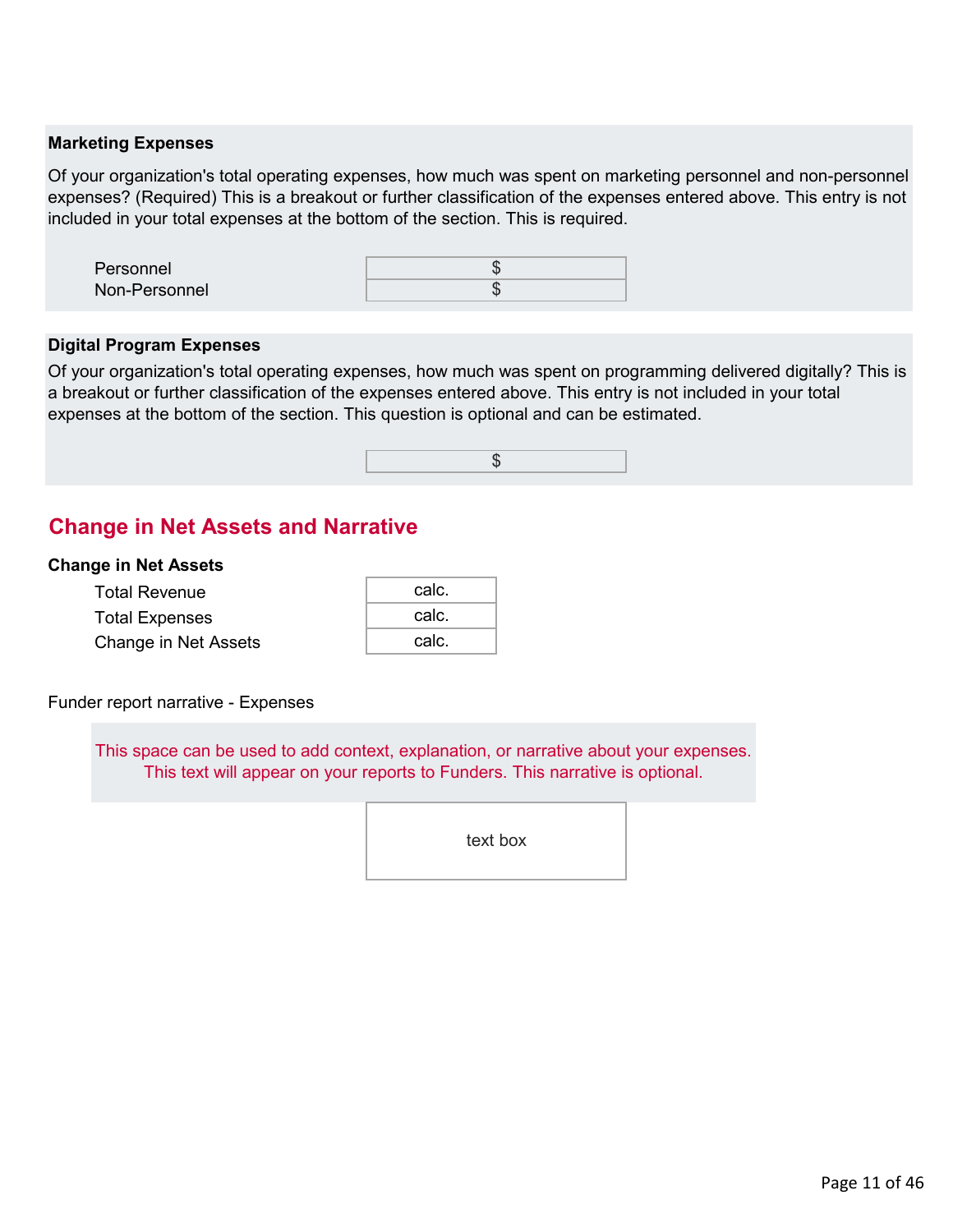**Marketing Expenses**

Of your organization's total operating expenses, how much was spent on marketing personnel and non-personnel expenses? (Required) This is a breakout or further classification of the expenses entered above. This entry is not included in your total expenses at the bottom of the section. This is required.

| | |
|---|---|
| Personnel | $ |
| Non-Personnel | $ |

**Digital Program Expenses**

Of your organization's total operating expenses, how much was spent on programming delivered digitally? This is a breakout or further classification of the expenses entered above. This entry is not included in your total expenses at the bottom of the section. This question is optional and can be estimated.

$

## Change in Net Assets and Narrative

**Change in Net Assets**

| | |
|---|---|
| Total Revenue | calc. |
| Total Expenses | calc. |
| Change in Net Assets | calc. |

Funder report narrative - Expenses

This space can be used to add context, explanation, or narrative about your expenses. This text will appear on your reports to Funders. This narrative is optional.

text box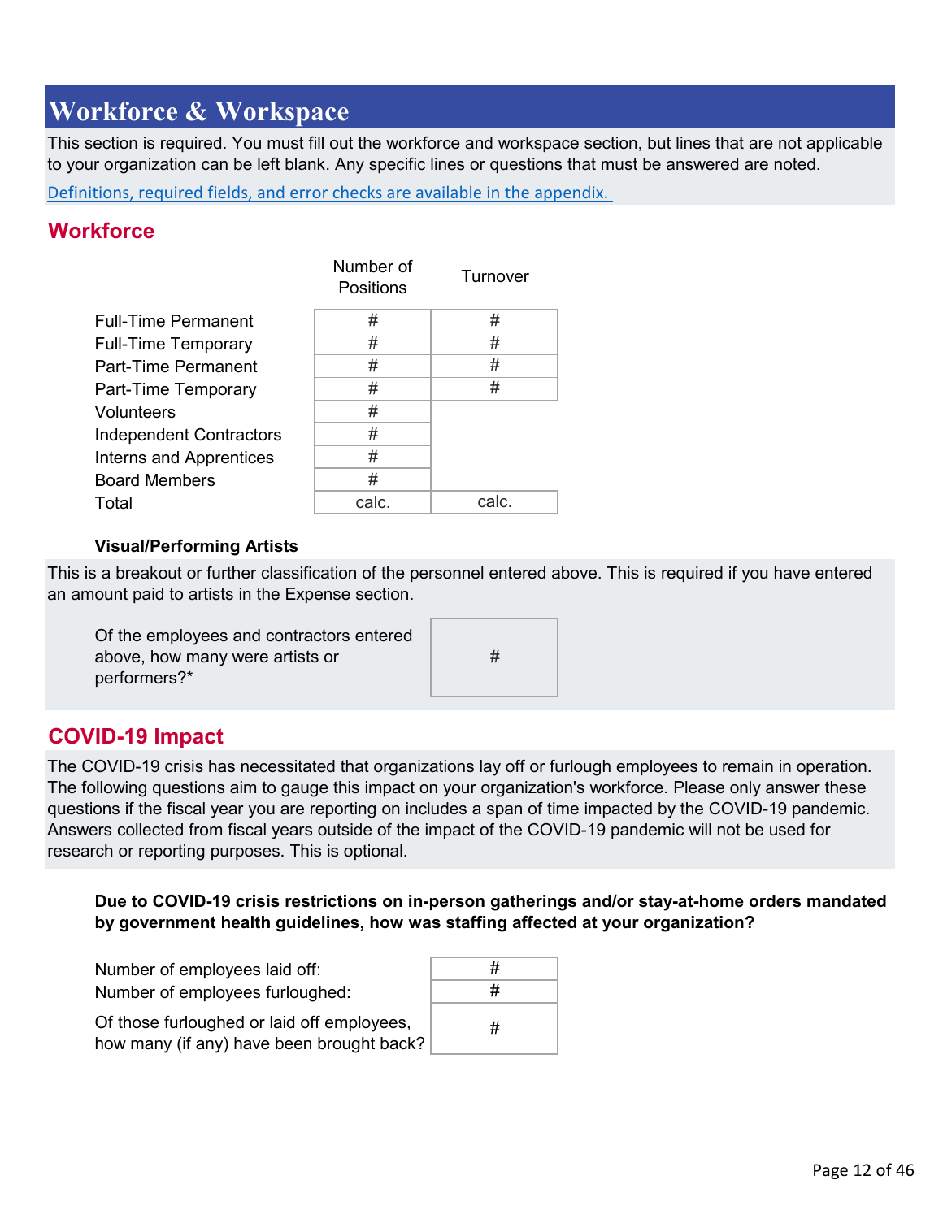# Workforce & Workspace

This section is required. You must fill out the workforce and workspace section, but lines that are not applicable to your organization can be left blank. Any specific lines or questions that must be answered are noted.

Definitions, required fields, and error checks are available in the appendix.

## Workforce

| | Number of Positions | Turnover |
|---|---|---|
| Full-Time Permanent | # | # |
| Full-Time Temporary | # | # |
| Part-Time Permanent | # | # |
| Part-Time Temporary | # | # |
| Volunteers | # | |
| Independent Contractors | # | |
| Interns and Apprentices | # | |
| Board Members | # | |
| Total | calc. | calc. |

**Visual/Performing Artists**

This is a breakout or further classification of the personnel entered above. This is required if you have entered an amount paid to artists in the Expense section.

| | |
|---|---|
| Of the employees and contractors entered above, how many were artists or performers?* | # |

## COVID-19 Impact

The COVID-19 crisis has necessitated that organizations lay off or furlough employees to remain in operation. The following questions aim to gauge this impact on your organization's workforce. Please only answer these questions if the fiscal year you are reporting on includes a span of time impacted by the COVID-19 pandemic. Answers collected from fiscal years outside of the impact of the COVID-19 pandemic will not be used for research or reporting purposes. This is optional.

**Due to COVID-19 crisis restrictions on in-person gatherings and/or stay-at-home orders mandated by government health guidelines, how was staffing affected at your organization?**

| | |
|---|---|
| Number of employees laid off: | # |
| Number of employees furloughed: | # |
| Of those furloughed or laid off employees, how many (if any) have been brought back? | # |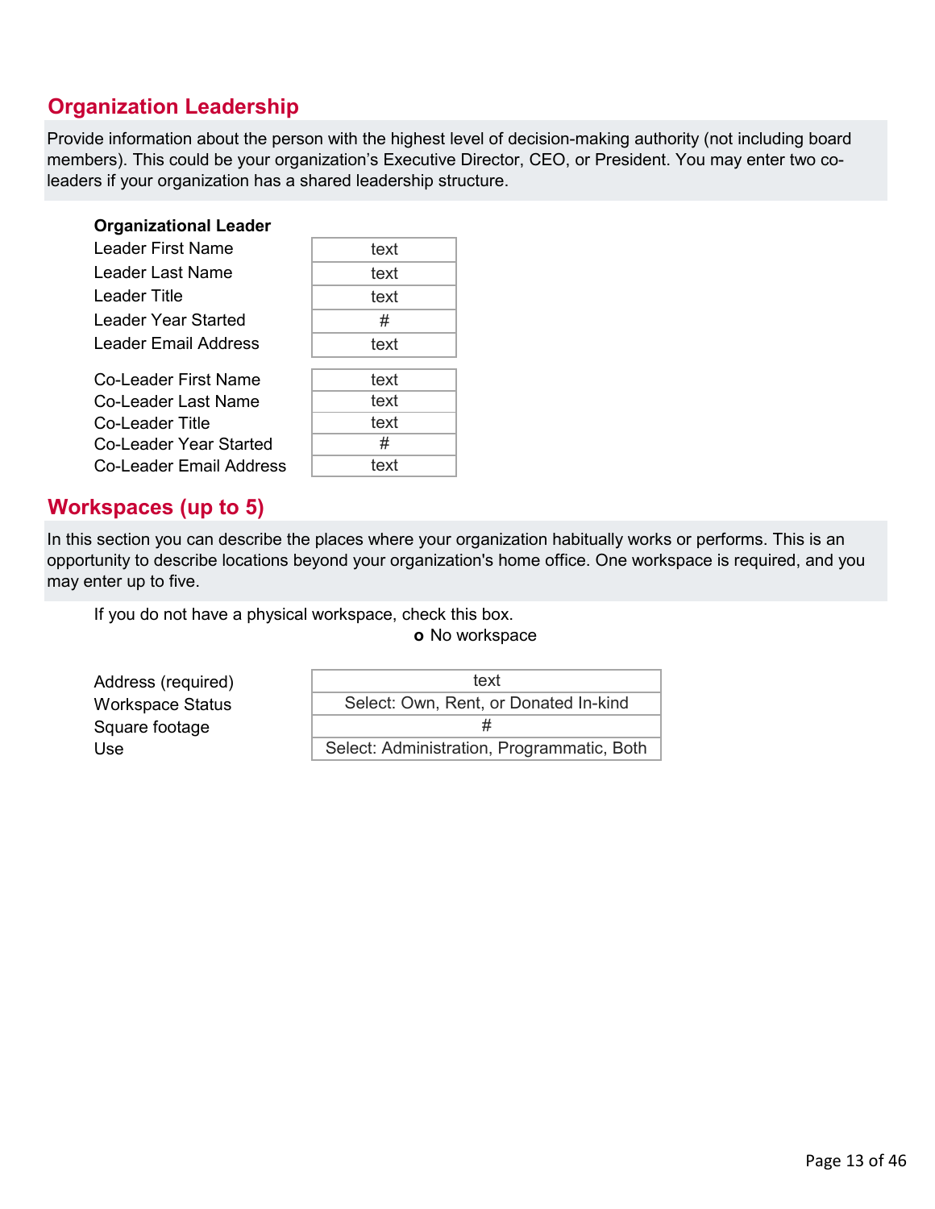## Organization Leadership

Provide information about the person with the highest level of decision-making authority (not including board members). This could be your organization's Executive Director, CEO, or President. You may enter two co-leaders if your organization has a shared leadership structure.

**Organizational Leader**

| | |
|---|---|
| Leader First Name | text |
| Leader Last Name | text |
| Leader Title | text |
| Leader Year Started | # |
| Leader Email Address | text |

| | |
|---|---|
| Co-Leader First Name | text |
| Co-Leader Last Name | text |
| Co-Leader Title | text |
| Co-Leader Year Started | # |
| Co-Leader Email Address | text |

## Workspaces (up to 5)

In this section you can describe the places where your organization habitually works or performs. This is an opportunity to describe locations beyond your organization's home office. One workspace is required, and you may enter up to five.

If you do not have a physical workspace, check this box.

- No workspace

| | |
|---|---|
| Address (required) | text |
| Workspace Status | Select: Own, Rent, or Donated In-kind |
| Square footage | # |
| Use | Select: Administration, Programmatic, Both |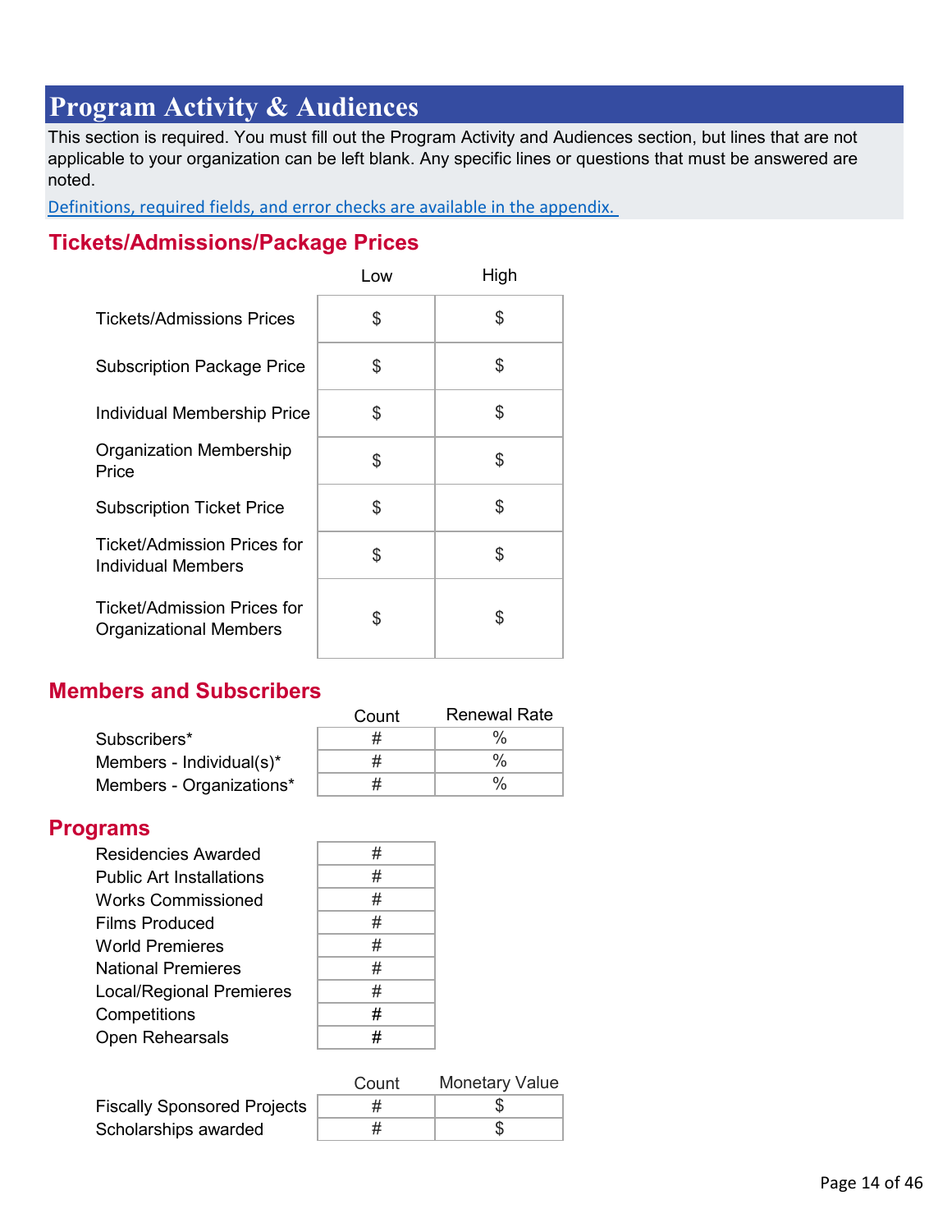# Program Activity & Audiences

This section is required. You must fill out the Program Activity and Audiences section, but lines that are not applicable to your organization can be left blank. Any specific lines or questions that must be answered are noted.

Definitions, required fields, and error checks are available in the appendix.

## Tickets/Admissions/Package Prices

| | Low | High |
|---|---|---|
| Tickets/Admissions Prices | $ | $ |
| Subscription Package Price | $ | $ |
| Individual Membership Price | $ | $ |
| Organization Membership Price | $ | $ |
| Subscription Ticket Price | $ | $ |
| Ticket/Admission Prices for Individual Members | $ | $ |
| Ticket/Admission Prices for Organizational Members | $ | $ |

## Members and Subscribers

| | Count | Renewal Rate |
|---|---|---|
| Subscribers* | # | % |
| Members - Individual(s)* | # | % |
| Members - Organizations* | # | % |

## Programs

| | |
|---|---|
| Residencies Awarded | # |
| Public Art Installations | # |
| Works Commissioned | # |
| Films Produced | # |
| World Premieres | # |
| National Premieres | # |
| Local/Regional Premieres | # |
| Competitions | # |
| Open Rehearsals | # |

| | Count | Monetary Value |
|---|---|---|
| Fiscally Sponsored Projects | # | $ |
| Scholarships awarded | # | $ |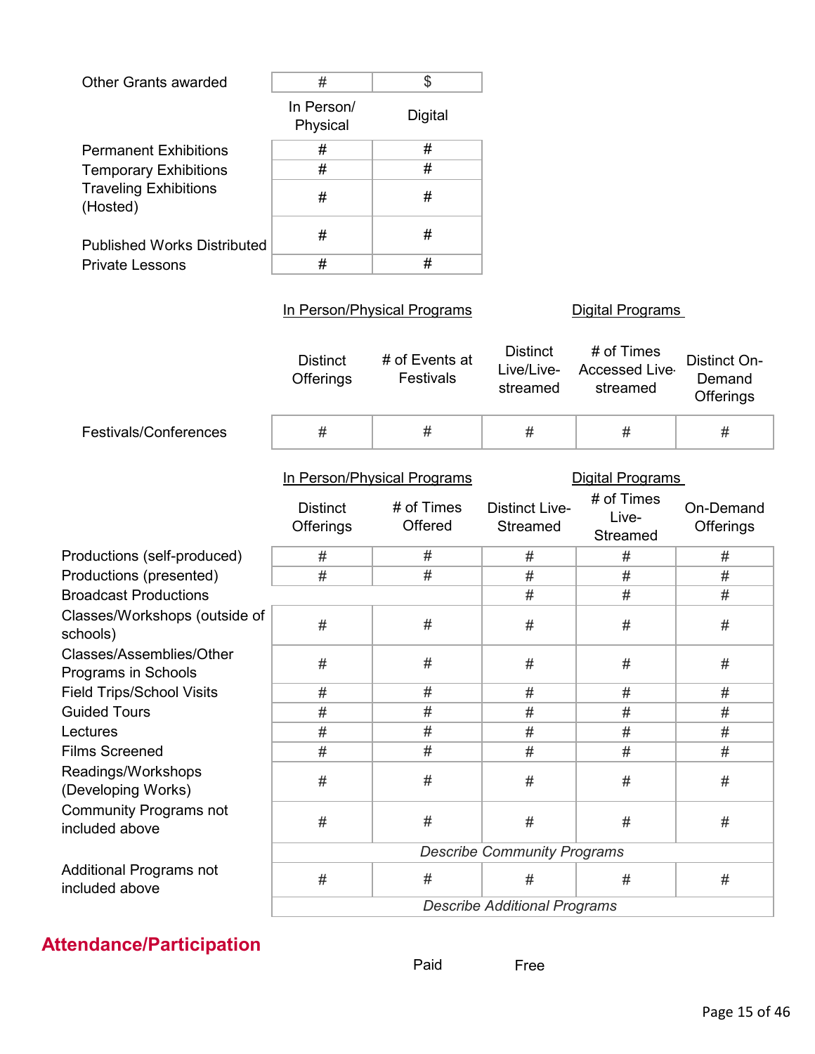| Other Grants awarded | # | $ |
|---|---|---|

| | In Person/ Physical | Digital |
|---|---|---|
| Permanent Exhibitions | # | # |
| Temporary Exhibitions | # | # |
| Traveling Exhibitions (Hosted) | # | # |
| Published Works Distributed | # | # |
| Private Lessons | # | # |

| | In Person/Physical Programs | | Digital Programs | | |
|---|---|---|---|---|---|
| | Distinct Offerings | # of Events at Festivals | Distinct Live/Live-streamed | # of Times Accessed Live-streamed | Distinct On-Demand Offerings |
| Festivals/Conferences | # | # | # | # | # |

| | In Person/Physical Programs | | Digital Programs | | |
|---|---|---|---|---|---|
| | Distinct Offerings | # of Times Offered | Distinct Live-Streamed | # of Times Live-Streamed | On-Demand Offerings |
| Productions (self-produced) | # | # | # | # | # |
| Productions (presented) | # | # | # | # | # |
| Broadcast Productions | | | # | # | # |
| Classes/Workshops (outside of schools) | # | # | # | # | # |
| Classes/Assemblies/Other Programs in Schools | # | # | # | # | # |
| Field Trips/School Visits | # | # | # | # | # |
| Guided Tours | # | # | # | # | # |
| Lectures | # | # | # | # | # |
| Films Screened | # | # | # | # | # |
| Readings/Workshops (Developing Works) | # | # | # | # | # |
| Community Programs not included above | # | # | # | # | # |
| | *Describe Community Programs* | | | | |
| Additional Programs not included above | # | # | # | # | # |
| | *Describe Additional Programs* | | | | |

## Attendance/Participation

| | Paid | Free |
|---|---|---|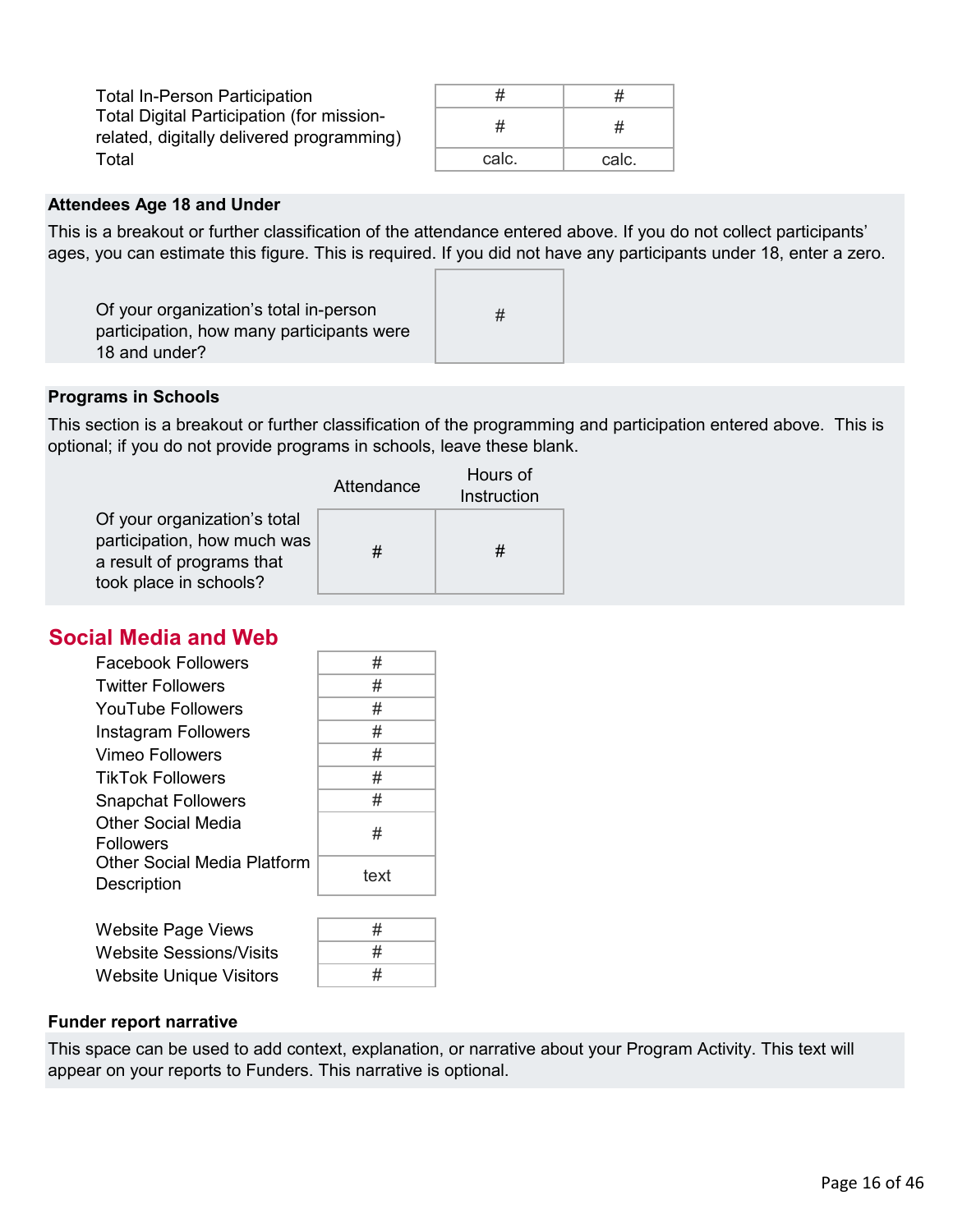| | | |
|---|---|---|
| Total In-Person Participation | # | # |
| Total Digital Participation (for mission-related, digitally delivered programming) | # | # |
| Total | calc. | calc. |

**Attendees Age 18 and Under**

This is a breakout or further classification of the attendance entered above. If you do not collect participants' ages, you can estimate this figure. This is required. If you did not have any participants under 18, enter a zero.

| | |
|---|---|
| Of your organization's total in-person participation, how many participants were 18 and under? | # |

**Programs in Schools**

This section is a breakout or further classification of the programming and participation entered above. This is optional; if you do not provide programs in schools, leave these blank.

| | Attendance | Hours of Instruction |
|---|---|---|
| Of your organization's total participation, how much was a result of programs that took place in schools? | # | # |

## Social Media and Web

| | |
|---|---|
| Facebook Followers | # |
| Twitter Followers | # |
| YouTube Followers | # |
| Instagram Followers | # |
| Vimeo Followers | # |
| TikTok Followers | # |
| Snapchat Followers | # |
| Other Social Media Followers | # |
| Other Social Media Platform Description | text |

| | |
|---|---|
| Website Page Views | # |
| Website Sessions/Visits | # |
| Website Unique Visitors | # |

**Funder report narrative**

This space can be used to add context, explanation, or narrative about your Program Activity. This text will appear on your reports to Funders. This narrative is optional.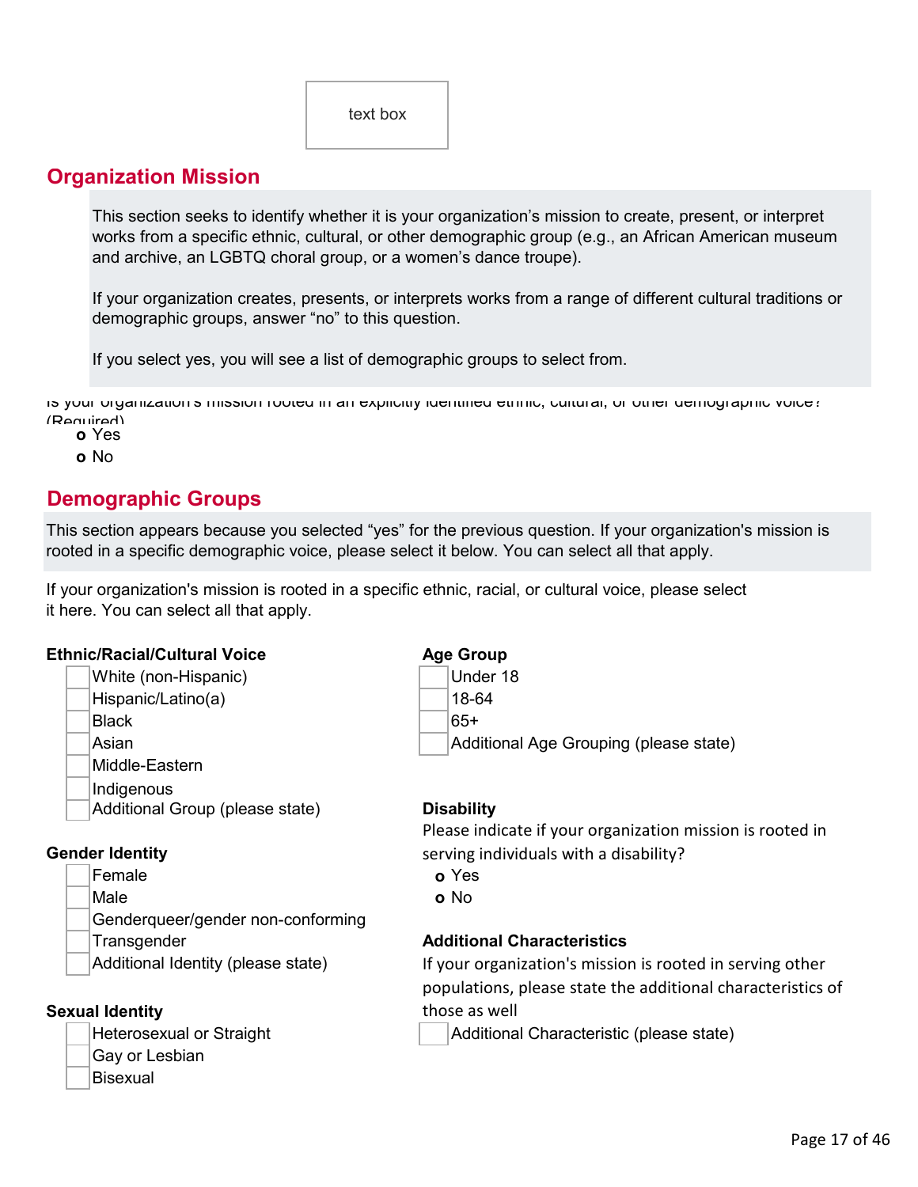text box

## Organization Mission

This section seeks to identify whether it is your organization's mission to create, present, or interpret works from a specific ethnic, cultural, or other demographic group (e.g., an African American museum and archive, an LGBTQ choral group, or a women's dance troupe).

If your organization creates, presents, or interprets works from a range of different cultural traditions or demographic groups, answer "no" to this question.

If you select yes, you will see a list of demographic groups to select from.

Is your organization's mission rooted in an explicitly identified ethnic, cultural, or other demographic voice? (Required)

- Yes
- No

## Demographic Groups

This section appears because you selected "yes" for the previous question. If your organization's mission is rooted in a specific demographic voice, please select it below. You can select all that apply.

If your organization's mission is rooted in a specific ethnic, racial, or cultural voice, please select it here. You can select all that apply.

**Ethnic/Racial/Cultural Voice**

- [ ] White (non-Hispanic)
- [ ] Hispanic/Latino(a)
- [ ] Black
- [ ] Asian
- [ ] Middle-Eastern
- [ ] Indigenous
- [ ] Additional Group (please state)

**Gender Identity**

- [ ] Female
- [ ] Male
- [ ] Genderqueer/gender non-conforming
- [ ] Transgender
- [ ] Additional Identity (please state)

**Sexual Identity**

- [ ] Heterosexual or Straight
- [ ] Gay or Lesbian
- [ ] Bisexual

**Age Group**

- [ ] Under 18
- [ ] 18-64
- [ ] 65+
- [ ] Additional Age Grouping (please state)

**Disability**

Please indicate if your organization mission is rooted in serving individuals with a disability?

- Yes
- No

**Additional Characteristics**

If your organization's mission is rooted in serving other populations, please state the additional characteristics of those as well

- [ ] Additional Characteristic (please state)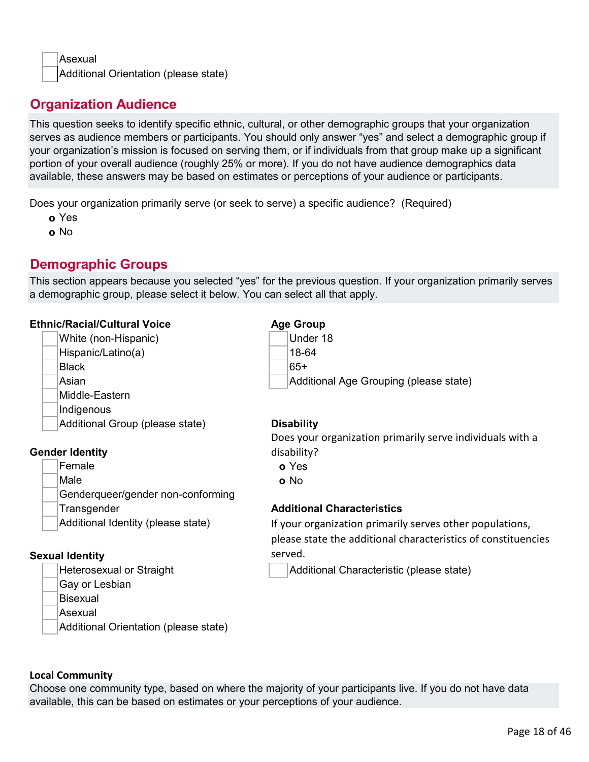- [ ] Asexual
- [ ] Additional Orientation (please state)

## Organization Audience

This question seeks to identify specific ethnic, cultural, or other demographic groups that your organization serves as audience members or participants. You should only answer "yes" and select a demographic group if your organization's mission is focused on serving them, or if individuals from that group make up a significant portion of your overall audience (roughly 25% or more). If you do not have audience demographics data available, these answers may be based on estimates or perceptions of your audience or participants.

Does your organization primarily serve (or seek to serve) a specific audience? (Required)

- Yes
- No

## Demographic Groups

This section appears because you selected "yes" for the previous question. If your organization primarily serves a demographic group, please select it below. You can select all that apply.

**Ethnic/Racial/Cultural Voice**

- [ ] White (non-Hispanic)
- [ ] Hispanic/Latino(a)
- [ ] Black
- [ ] Asian
- [ ] Middle-Eastern
- [ ] Indigenous
- [ ] Additional Group (please state)

**Gender Identity**

- [ ] Female
- [ ] Male
- [ ] Genderqueer/gender non-conforming
- [ ] Transgender
- [ ] Additional Identity (please state)

**Sexual Identity**

- [ ] Heterosexual or Straight
- [ ] Gay or Lesbian
- [ ] Bisexual
- [ ] Asexual
- [ ] Additional Orientation (please state)

**Age Group**

- [ ] Under 18
- [ ] 18-64
- [ ] 65+
- [ ] Additional Age Grouping (please state)

**Disability**

Does your organization primarily serve individuals with a disability?

- Yes
- No

**Additional Characteristics**

If your organization primarily serves other populations, please state the additional characteristics of constituencies served.

- [ ] Additional Characteristic (please state)

**Local Community**

Choose one community type, based on where the majority of your participants live. If you do not have data available, this can be based on estimates or your perceptions of your audience.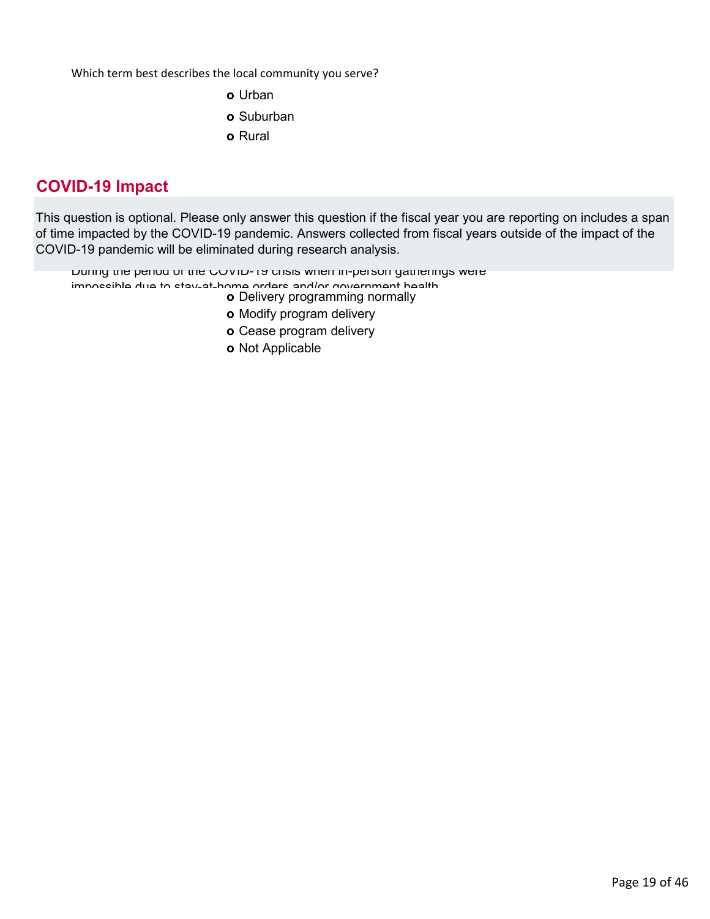Which term best describes the local community you serve?

- Urban
- Suburban
- Rural

## COVID-19 Impact

This question is optional. Please only answer this question if the fiscal year you are reporting on includes a span of time impacted by the COVID-19 pandemic. Answers collected from fiscal years outside of the impact of the COVID-19 pandemic will be eliminated during research analysis.

During the period of the COVID-19 crisis when in-person gatherings were impossible due to stay-at-home orders and/or government health

- Delivery programming normally
- Modify program delivery
- Cease program delivery
- Not Applicable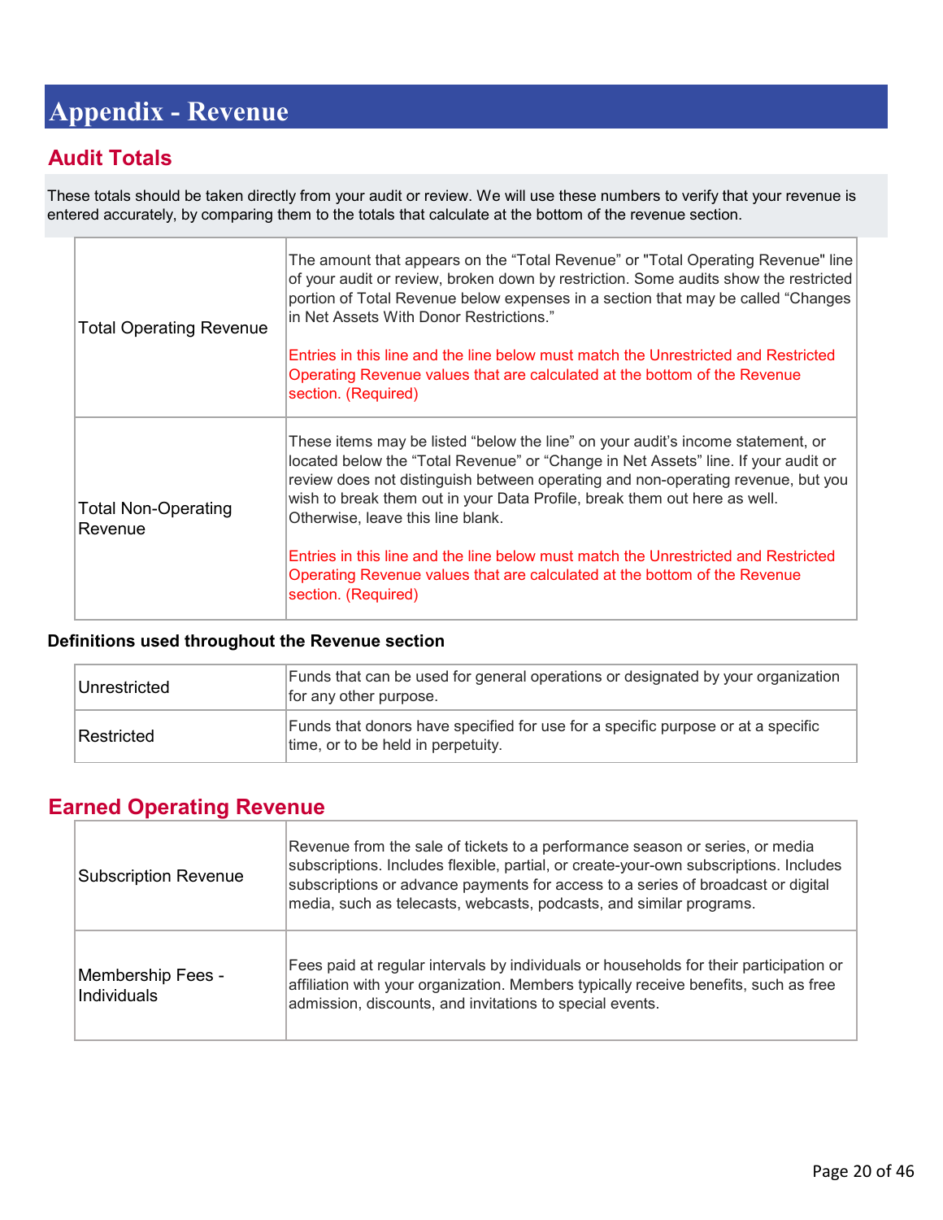# Appendix - Revenue

## Audit Totals

These totals should be taken directly from your audit or review. We will use these numbers to verify that your revenue is entered accurately, by comparing them to the totals that calculate at the bottom of the revenue section.

| | |
|---|---|
| Total Operating Revenue | The amount that appears on the "Total Revenue" or "Total Operating Revenue" line of your audit or review, broken down by restriction. Some audits show the restricted portion of Total Revenue below expenses in a section that may be called "Changes in Net Assets With Donor Restrictions."<br><br>Entries in this line and the line below must match the Unrestricted and Restricted Operating Revenue values that are calculated at the bottom of the Revenue section. (Required) |
| Total Non-Operating Revenue | These items may be listed "below the line" on your audit's income statement, or located below the "Total Revenue" or "Change in Net Assets" line. If your audit or review does not distinguish between operating and non-operating revenue, but you wish to break them out in your Data Profile, break them out here as well. Otherwise, leave this line blank.<br><br>Entries in this line and the line below must match the Unrestricted and Restricted Operating Revenue values that are calculated at the bottom of the Revenue section. (Required) |

**Definitions used throughout the Revenue section**

| | |
|---|---|
| Unrestricted | Funds that can be used for general operations or designated by your organization for any other purpose. |
| Restricted | Funds that donors have specified for use for a specific purpose or at a specific time, or to be held in perpetuity. |

## Earned Operating Revenue

| | |
|---|---|
| Subscription Revenue | Revenue from the sale of tickets to a performance season or series, or media subscriptions. Includes flexible, partial, or create-your-own subscriptions. Includes subscriptions or advance payments for access to a series of broadcast or digital media, such as telecasts, webcasts, podcasts, and similar programs. |
| Membership Fees - Individuals | Fees paid at regular intervals by individuals or households for their participation or affiliation with your organization. Members typically receive benefits, such as free admission, discounts, and invitations to special events. |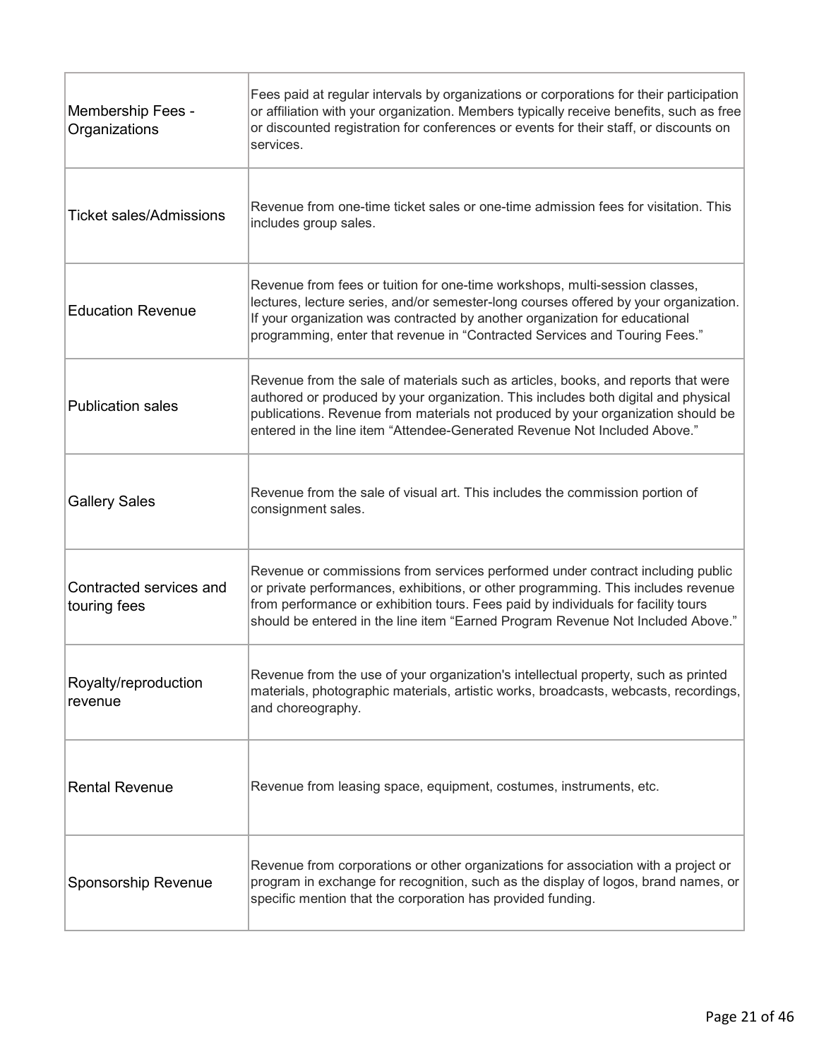| | |
|---|---|
| Membership Fees - Organizations | Fees paid at regular intervals by organizations or corporations for their participation or affiliation with your organization. Members typically receive benefits, such as free or discounted registration for conferences or events for their staff, or discounts on services. |
| Ticket sales/Admissions | Revenue from one-time ticket sales or one-time admission fees for visitation. This includes group sales. |
| Education Revenue | Revenue from fees or tuition for one-time workshops, multi-session classes, lectures, lecture series, and/or semester-long courses offered by your organization. If your organization was contracted by another organization for educational programming, enter that revenue in "Contracted Services and Touring Fees." |
| Publication sales | Revenue from the sale of materials such as articles, books, and reports that were authored or produced by your organization. This includes both digital and physical publications. Revenue from materials not produced by your organization should be entered in the line item "Attendee-Generated Revenue Not Included Above." |
| Gallery Sales | Revenue from the sale of visual art. This includes the commission portion of consignment sales. |
| Contracted services and touring fees | Revenue or commissions from services performed under contract including public or private performances, exhibitions, or other programming. This includes revenue from performance or exhibition tours. Fees paid by individuals for facility tours should be entered in the line item "Earned Program Revenue Not Included Above." |
| Royalty/reproduction revenue | Revenue from the use of your organization's intellectual property, such as printed materials, photographic materials, artistic works, broadcasts, webcasts, recordings, and choreography. |
| Rental Revenue | Revenue from leasing space, equipment, costumes, instruments, etc. |
| Sponsorship Revenue | Revenue from corporations or other organizations for association with a project or program in exchange for recognition, such as the display of logos, brand names, or specific mention that the corporation has provided funding. |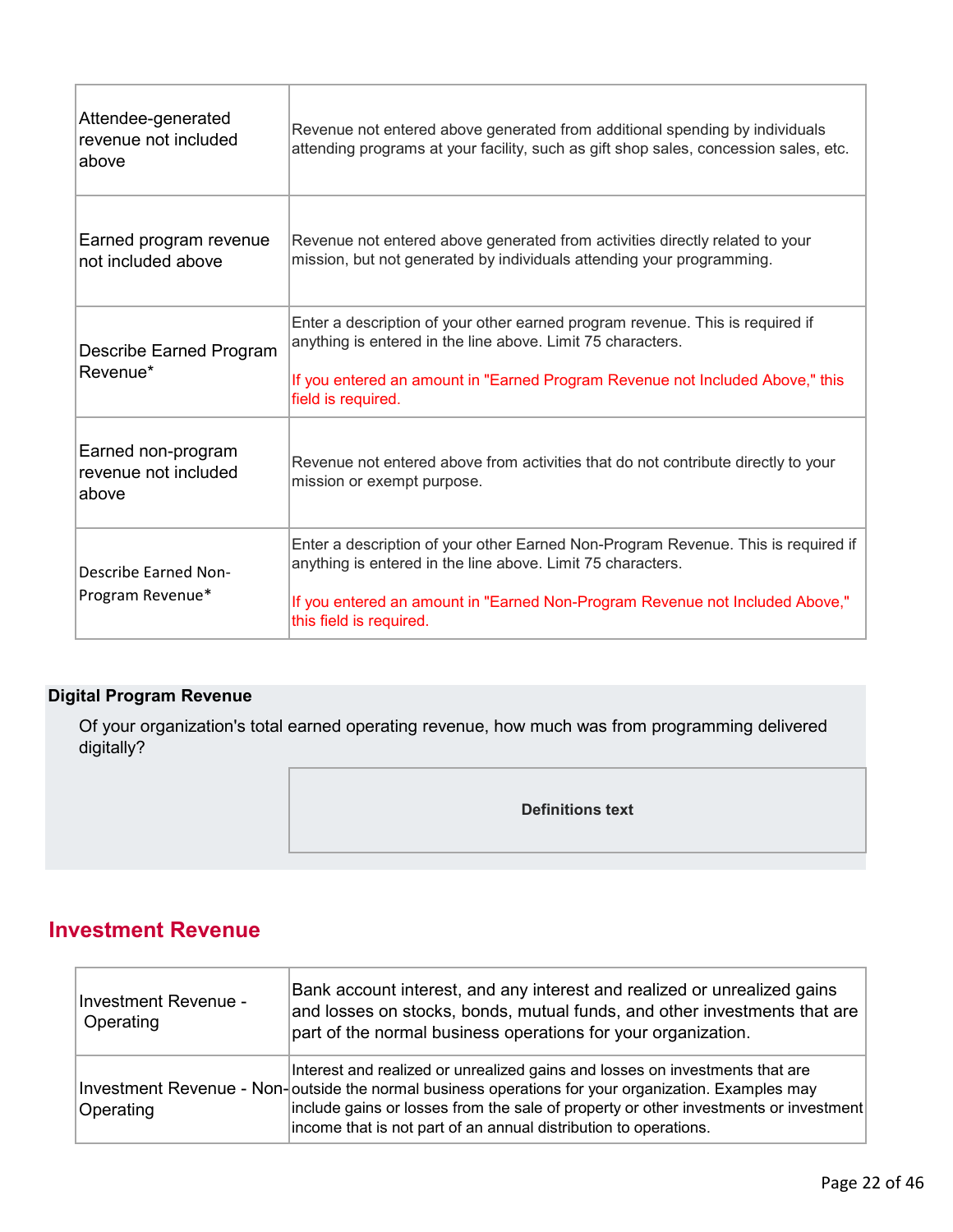| | |
|---|---|
| Attendee-generated revenue not included above | Revenue not entered above generated from additional spending by individuals attending programs at your facility, such as gift shop sales, concession sales, etc. |
| Earned program revenue not included above | Revenue not entered above generated from activities directly related to your mission, but not generated by individuals attending your programming. |
| Describe Earned Program Revenue* | Enter a description of your other earned program revenue. This is required if anything is entered in the line above. Limit 75 characters.<br><br>If you entered an amount in "Earned Program Revenue not Included Above," this field is required. |
| Earned non-program revenue not included above | Revenue not entered above from activities that do not contribute directly to your mission or exempt purpose. |
| Describe Earned Non-Program Revenue* | Enter a description of your other Earned Non-Program Revenue. This is required if anything is entered in the line above. Limit 75 characters.<br><br>If you entered an amount in "Earned Non-Program Revenue not Included Above," this field is required. |

**Digital Program Revenue**

Of your organization's total earned operating revenue, how much was from programming delivered digitally?

| |
|---|
| **Definitions text** |

## Investment Revenue

| | |
|---|---|
| Investment Revenue - Operating | Bank account interest, and any interest and realized or unrealized gains and losses on stocks, bonds, mutual funds, and other investments that are part of the normal business operations for your organization. |
| Investment Revenue - Non-Operating | Interest and realized or unrealized gains and losses on investments that are outside the normal business operations for your organization. Examples may include gains or losses from the sale of property or other investments or investment income that is not part of an annual distribution to operations. |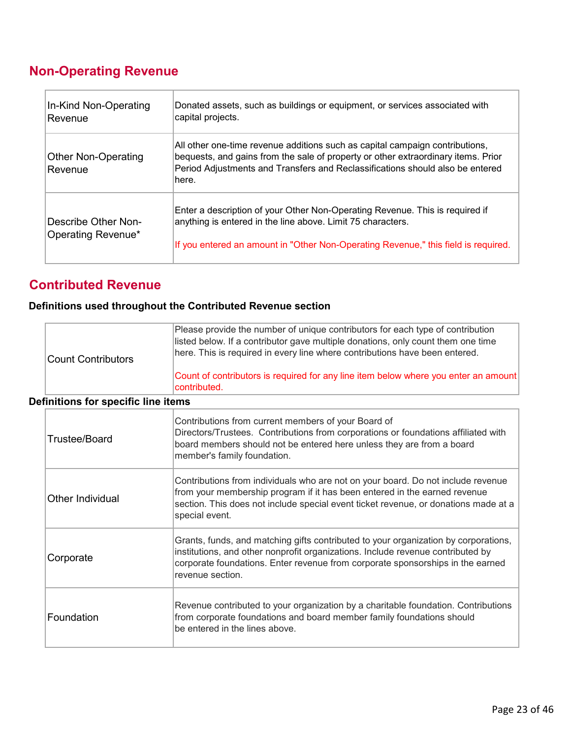## Non-Operating Revenue

| | |
|---|---|
| In-Kind Non-Operating Revenue | Donated assets, such as buildings or equipment, or services associated with capital projects. |
| Other Non-Operating Revenue | All other one-time revenue additions such as capital campaign contributions, bequests, and gains from the sale of property or other extraordinary items. Prior Period Adjustments and Transfers and Reclassifications should also be entered here. |
| Describe Other Non-Operating Revenue* | Enter a description of your Other Non-Operating Revenue. This is required if anything is entered in the line above. Limit 75 characters.<br><br>If you entered an amount in "Other Non-Operating Revenue," this field is required. |

## Contributed Revenue

**Definitions used throughout the Contributed Revenue section**

| | |
|---|---|
| Count Contributors | Please provide the number of unique contributors for each type of contribution listed below. If a contributor gave multiple donations, only count them one time here. This is required in every line where contributions have been entered.<br><br>Count of contributors is required for any line item below where you enter an amount contributed. |

**Definitions for specific line items**

| | |
|---|---|
| Trustee/Board | Contributions from current members of your Board of Directors/Trustees. Contributions from corporations or foundations affiliated with board members should not be entered here unless they are from a board member's family foundation. |
| Other Individual | Contributions from individuals who are not on your board. Do not include revenue from your membership program if it has been entered in the earned revenue section. This does not include special event ticket revenue, or donations made at a special event. |
| Corporate | Grants, funds, and matching gifts contributed to your organization by corporations, institutions, and other nonprofit organizations. Include revenue contributed by corporate foundations. Enter revenue from corporate sponsorships in the earned revenue section. |
| Foundation | Revenue contributed to your organization by a charitable foundation. Contributions from corporate foundations and board member family foundations should be entered in the lines above. |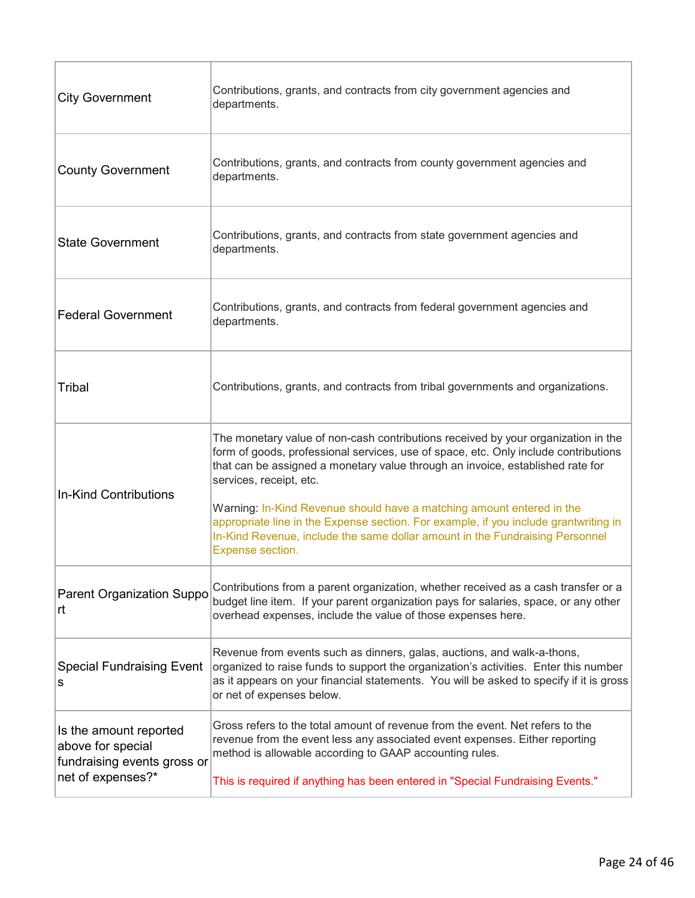| | |
|---|---|
| City Government | Contributions, grants, and contracts from city government agencies and departments. |
| County Government | Contributions, grants, and contracts from county government agencies and departments. |
| State Government | Contributions, grants, and contracts from state government agencies and departments. |
| Federal Government | Contributions, grants, and contracts from federal government agencies and departments. |
| Tribal | Contributions, grants, and contracts from tribal governments and organizations. |
| In-Kind Contributions | The monetary value of non-cash contributions received by your organization in the form of goods, professional services, use of space, etc. Only include contributions that can be assigned a monetary value through an invoice, established rate for services, receipt, etc.<br><br>Warning: In-Kind Revenue should have a matching amount entered in the appropriate line in the Expense section. For example, if you include grantwriting in In-Kind Revenue, include the same dollar amount in the Fundraising Personnel Expense section. |
| Parent Organization Support | Contributions from a parent organization, whether received as a cash transfer or a budget line item. If your parent organization pays for salaries, space, or any other overhead expenses, include the value of those expenses here. |
| Special Fundraising Events | Revenue from events such as dinners, galas, auctions, and walk-a-thons, organized to raise funds to support the organization's activities. Enter this number as it appears on your financial statements. You will be asked to specify if it is gross or net of expenses below. |
| Is the amount reported above for special fundraising events gross or net of expenses?* | Gross refers to the total amount of revenue from the event. Net refers to the revenue from the event less any associated event expenses. Either reporting method is allowable according to GAAP accounting rules.<br><br>This is required if anything has been entered in "Special Fundraising Events." |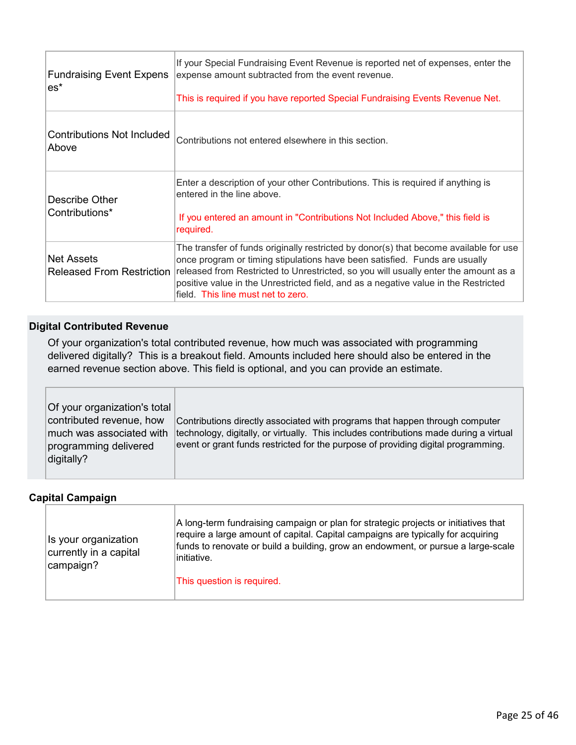| | |
|---|---|
| Fundraising Event Expenses* | If your Special Fundraising Event Revenue is reported net of expenses, enter the expense amount subtracted from the event revenue.<br><br>This is required if you have reported Special Fundraising Events Revenue Net. |
| Contributions Not Included Above | Contributions not entered elsewhere in this section. |
| Describe Other Contributions* | Enter a description of your other Contributions. This is required if anything is entered in the line above.<br><br>If you entered an amount in "Contributions Not Included Above," this field is required. |
| Net Assets Released From Restriction | The transfer of funds originally restricted by donor(s) that become available for use once program or timing stipulations have been satisfied. Funds are usually released from Restricted to Unrestricted, so you will usually enter the amount as a positive value in the Unrestricted field, and as a negative value in the Restricted field. This line must net to zero. |

### Digital Contributed Revenue

Of your organization's total contributed revenue, how much was associated with programming delivered digitally? This is a breakout field. Amounts included here should also be entered in the earned revenue section above. This field is optional, and you can provide an estimate.

| | |
|---|---|
| Of your organization's total contributed revenue, how much was associated with programming delivered digitally? | Contributions directly associated with programs that happen through computer technology, digitally, or virtually. This includes contributions made during a virtual event or grant funds restricted for the purpose of providing digital programming. |

### Capital Campaign

| | |
|---|---|
| Is your organization currently in a capital campaign? | A long-term fundraising campaign or plan for strategic projects or initiatives that require a large amount of capital. Capital campaigns are typically for acquiring funds to renovate or build a building, grow an endowment, or pursue a large-scale initiative.<br><br>This question is required. |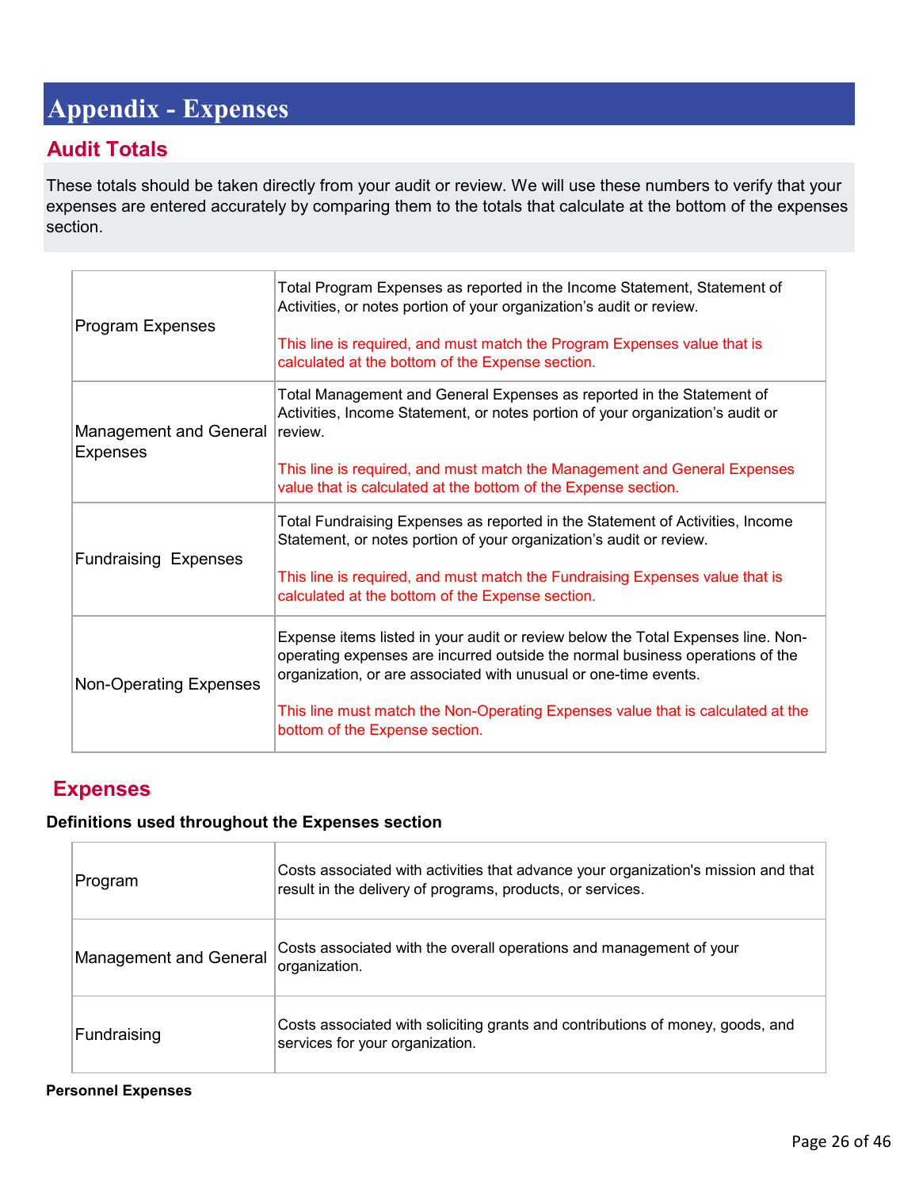# Appendix - Expenses

## Audit Totals

These totals should be taken directly from your audit or review. We will use these numbers to verify that your expenses are entered accurately by comparing them to the totals that calculate at the bottom of the expenses section.

| | |
|---|---|
| Program Expenses | Total Program Expenses as reported in the Income Statement, Statement of Activities, or notes portion of your organization's audit or review.<br><br>This line is required, and must match the Program Expenses value that is calculated at the bottom of the Expense section. |
| Management and General Expenses | Total Management and General Expenses as reported in the Statement of Activities, Income Statement, or notes portion of your organization's audit or review.<br><br>This line is required, and must match the Management and General Expenses value that is calculated at the bottom of the Expense section. |
| Fundraising Expenses | Total Fundraising Expenses as reported in the Statement of Activities, Income Statement, or notes portion of your organization's audit or review.<br><br>This line is required, and must match the Fundraising Expenses value that is calculated at the bottom of the Expense section. |
| Non-Operating Expenses | Expense items listed in your audit or review below the Total Expenses line. Non-operating expenses are incurred outside the normal business operations of the organization, or are associated with unusual or one-time events.<br><br>This line must match the Non-Operating Expenses value that is calculated at the bottom of the Expense section. |

## Expenses

**Definitions used throughout the Expenses section**

| | |
|---|---|
| Program | Costs associated with activities that advance your organization's mission and that result in the delivery of programs, products, or services. |
| Management and General | Costs associated with the overall operations and management of your organization. |
| Fundraising | Costs associated with soliciting grants and contributions of money, goods, and services for your organization. |

**Personnel Expenses**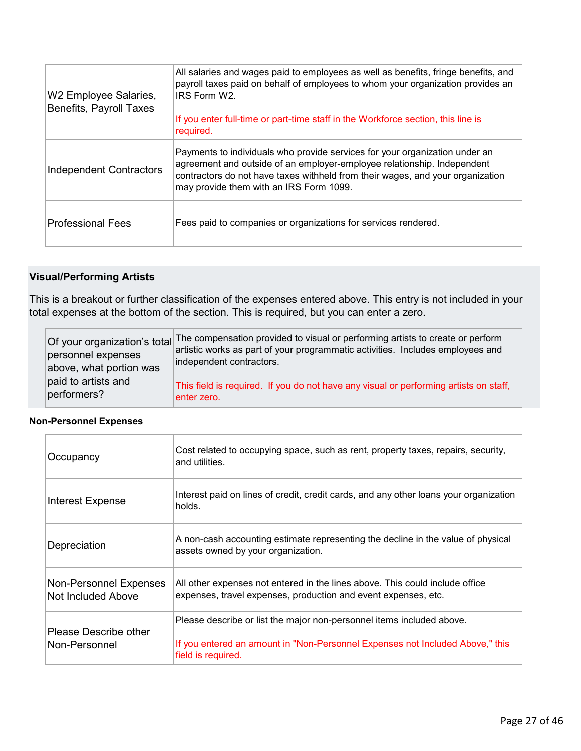| | |
|---|---|
| W2 Employee Salaries, Benefits, Payroll Taxes | All salaries and wages paid to employees as well as benefits, fringe benefits, and payroll taxes paid on behalf of employees to whom your organization provides an IRS Form W2.<br><br>If you enter full-time or part-time staff in the Workforce section, this line is required. |
| Independent Contractors | Payments to individuals who provide services for your organization under an agreement and outside of an employer-employee relationship. Independent contractors do not have taxes withheld from their wages, and your organization may provide them with an IRS Form 1099. |
| Professional Fees | Fees paid to companies or organizations for services rendered. |

**Visual/Performing Artists**

This is a breakout or further classification of the expenses entered above. This entry is not included in your total expenses at the bottom of the section. This is required, but you can enter a zero.

| | |
|---|---|
| Of your organization's total personnel expenses above, what portion was paid to artists and performers? | The compensation provided to visual or performing artists to create or perform artistic works as part of your programmatic activities. Includes employees and independent contractors.<br><br>This field is required. If you do not have any visual or performing artists on staff, enter zero. |

**Non-Personnel Expenses**

| | |
|---|---|
| Occupancy | Cost related to occupying space, such as rent, property taxes, repairs, security, and utilities. |
| Interest Expense | Interest paid on lines of credit, credit cards, and any other loans your organization holds. |
| Depreciation | A non-cash accounting estimate representing the decline in the value of physical assets owned by your organization. |
| Non-Personnel Expenses Not Included Above | All other expenses not entered in the lines above. This could include office expenses, travel expenses, production and event expenses, etc. |
| Please Describe other Non-Personnel | Please describe or list the major non-personnel items included above.<br><br>If you entered an amount in "Non-Personnel Expenses not Included Above," this field is required. |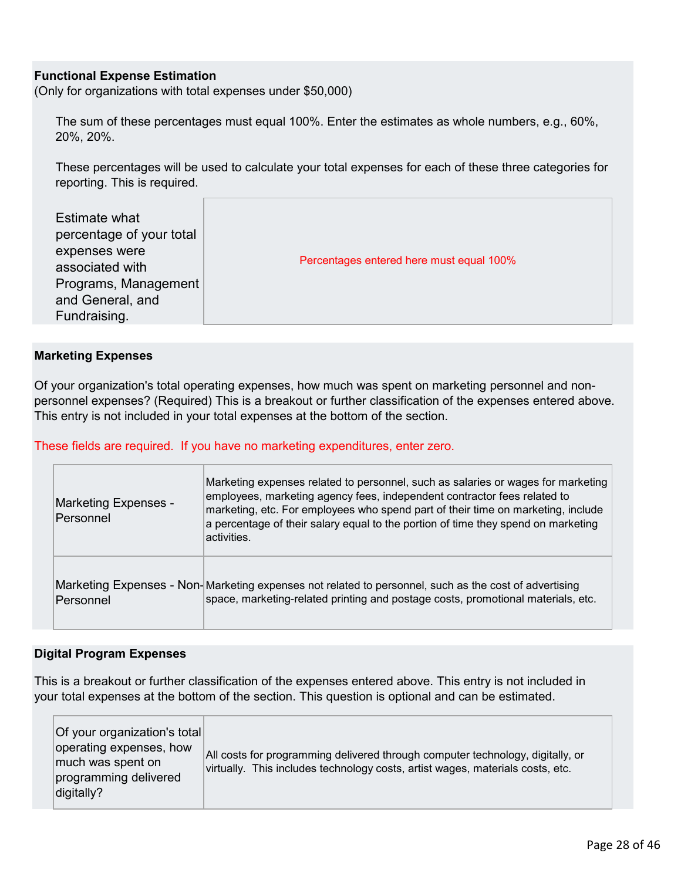**Functional Expense Estimation**
(Only for organizations with total expenses under $50,000)

The sum of these percentages must equal 100%. Enter the estimates as whole numbers, e.g., 60%, 20%, 20%.

These percentages will be used to calculate your total expenses for each of these three categories for reporting. This is required.

| | |
|---|---|
| Estimate what percentage of your total expenses were associated with Programs, Management and General, and Fundraising. | Percentages entered here must equal 100% |

**Marketing Expenses**

Of your organization's total operating expenses, how much was spent on marketing personnel and non-personnel expenses? (Required) This is a breakout or further classification of the expenses entered above. This entry is not included in your total expenses at the bottom of the section.

These fields are required. If you have no marketing expenditures, enter zero.

| | |
|---|---|
| Marketing Expenses - Personnel | Marketing expenses related to personnel, such as salaries or wages for marketing employees, marketing agency fees, independent contractor fees related to marketing, etc. For employees who spend part of their time on marketing, include a percentage of their salary equal to the portion of time they spend on marketing activities. |
| Marketing Expenses - Non-Personnel | Marketing expenses not related to personnel, such as the cost of advertising space, marketing-related printing and postage costs, promotional materials, etc. |

**Digital Program Expenses**

This is a breakout or further classification of the expenses entered above. This entry is not included in your total expenses at the bottom of the section. This question is optional and can be estimated.

| | |
|---|---|
| Of your organization's total operating expenses, how much was spent on programming delivered digitally? | All costs for programming delivered through computer technology, digitally, or virtually. This includes technology costs, artist wages, materials costs, etc. |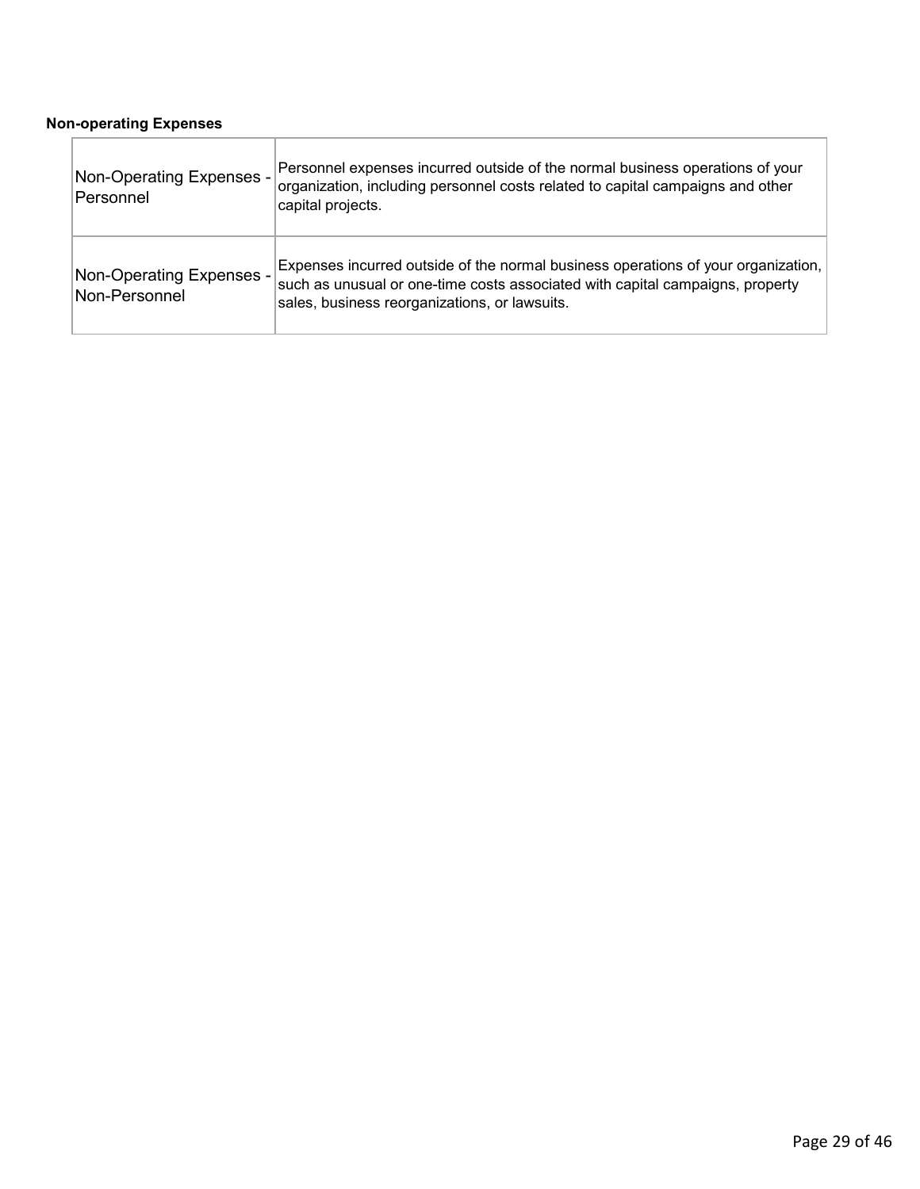**Non-operating Expenses**

| | |
|---|---|
| Non-Operating Expenses - Personnel | Personnel expenses incurred outside of the normal business operations of your organization, including personnel costs related to capital campaigns and other capital projects. |
| Non-Operating Expenses - Non-Personnel | Expenses incurred outside of the normal business operations of your organization, such as unusual or one-time costs associated with capital campaigns, property sales, business reorganizations, or lawsuits. |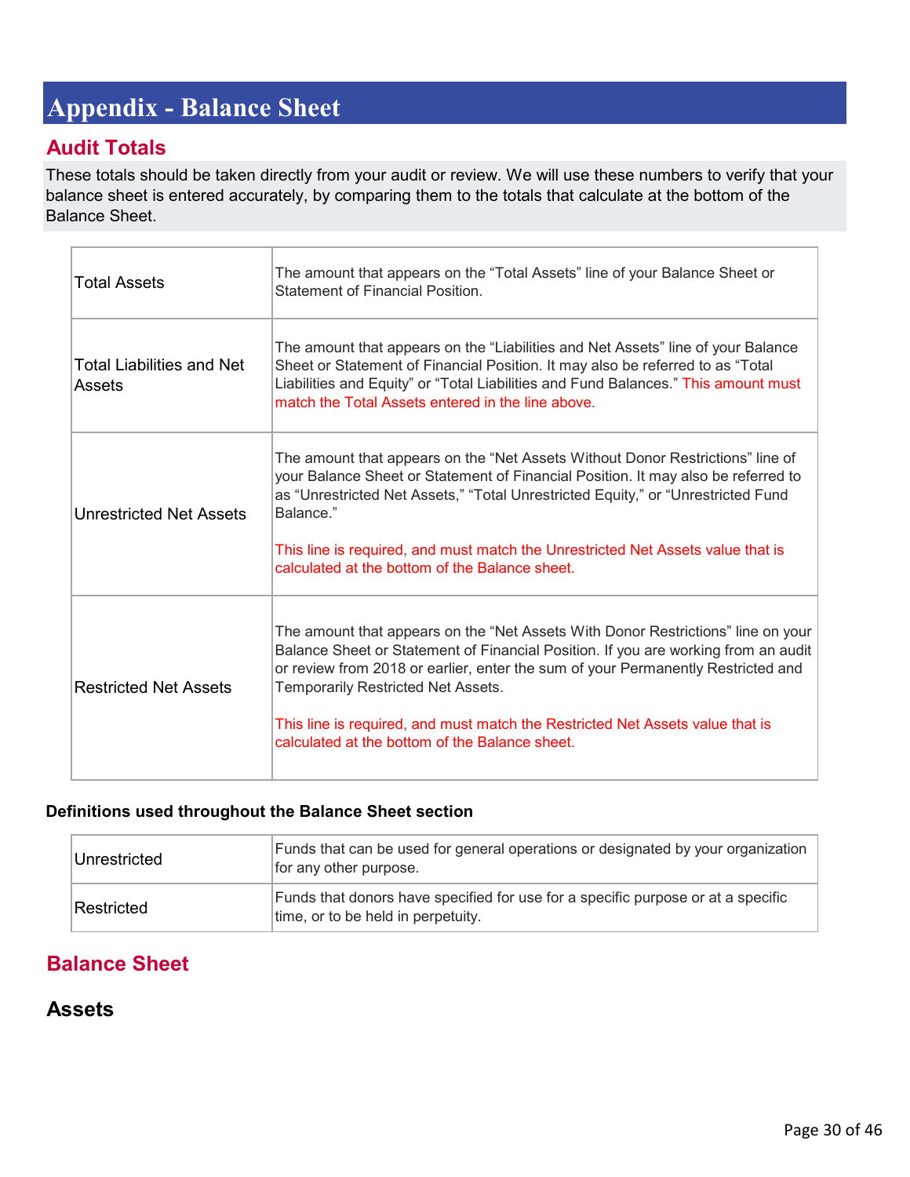# Appendix - Balance Sheet

## Audit Totals

These totals should be taken directly from your audit or review. We will use these numbers to verify that your balance sheet is entered accurately, by comparing them to the totals that calculate at the bottom of the Balance Sheet.

| | |
|---|---|
| Total Assets | The amount that appears on the "Total Assets" line of your Balance Sheet or Statement of Financial Position. |
| Total Liabilities and Net Assets | The amount that appears on the "Liabilities and Net Assets" line of your Balance Sheet or Statement of Financial Position. It may also be referred to as "Total Liabilities and Equity" or "Total Liabilities and Fund Balances." This amount must match the Total Assets entered in the line above. |
| Unrestricted Net Assets | The amount that appears on the "Net Assets Without Donor Restrictions" line of your Balance Sheet or Statement of Financial Position. It may also be referred to as "Unrestricted Net Assets," "Total Unrestricted Equity," or "Unrestricted Fund Balance."<br><br>This line is required, and must match the Unrestricted Net Assets value that is calculated at the bottom of the Balance sheet. |
| Restricted Net Assets | The amount that appears on the "Net Assets With Donor Restrictions" line on your Balance Sheet or Statement of Financial Position. If you are working from an audit or review from 2018 or earlier, enter the sum of your Permanently Restricted and Temporarily Restricted Net Assets.<br><br>This line is required, and must match the Restricted Net Assets value that is calculated at the bottom of the Balance sheet. |

**Definitions used throughout the Balance Sheet section**

| | |
|---|---|
| Unrestricted | Funds that can be used for general operations or designated by your organization for any other purpose. |
| Restricted | Funds that donors have specified for use for a specific purpose or at a specific time, or to be held in perpetuity. |

## Balance Sheet

### Assets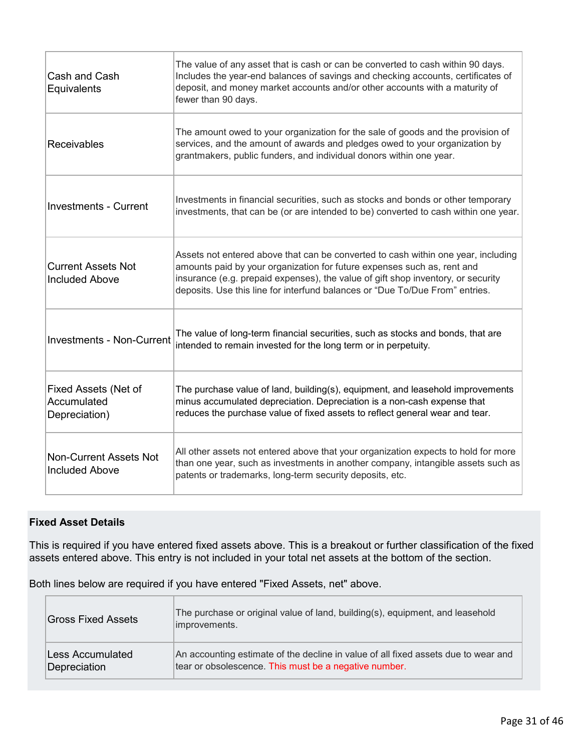| | |
|---|---|
| Cash and Cash Equivalents | The value of any asset that is cash or can be converted to cash within 90 days. Includes the year-end balances of savings and checking accounts, certificates of deposit, and money market accounts and/or other accounts with a maturity of fewer than 90 days. |
| Receivables | The amount owed to your organization for the sale of goods and the provision of services, and the amount of awards and pledges owed to your organization by grantmakers, public funders, and individual donors within one year. |
| Investments - Current | Investments in financial securities, such as stocks and bonds or other temporary investments, that can be (or are intended to be) converted to cash within one year. |
| Current Assets Not Included Above | Assets not entered above that can be converted to cash within one year, including amounts paid by your organization for future expenses such as, rent and insurance (e.g. prepaid expenses), the value of gift shop inventory, or security deposits. Use this line for interfund balances or "Due To/Due From" entries. |
| Investments - Non-Current | The value of long-term financial securities, such as stocks and bonds, that are intended to remain invested for the long term or in perpetuity. |
| Fixed Assets (Net of Accumulated Depreciation) | The purchase value of land, building(s), equipment, and leasehold improvements minus accumulated depreciation. Depreciation is a non-cash expense that reduces the purchase value of fixed assets to reflect general wear and tear. |
| Non-Current Assets Not Included Above | All other assets not entered above that your organization expects to hold for more than one year, such as investments in another company, intangible assets such as patents or trademarks, long-term security deposits, etc. |

**Fixed Asset Details**

This is required if you have entered fixed assets above. This is a breakout or further classification of the fixed assets entered above. This entry is not included in your total net assets at the bottom of the section.

Both lines below are required if you have entered "Fixed Assets, net" above.

| | |
|---|---|
| Gross Fixed Assets | The purchase or original value of land, building(s), equipment, and leasehold improvements. |
| Less Accumulated Depreciation | An accounting estimate of the decline in value of all fixed assets due to wear and tear or obsolescence. This must be a negative number. |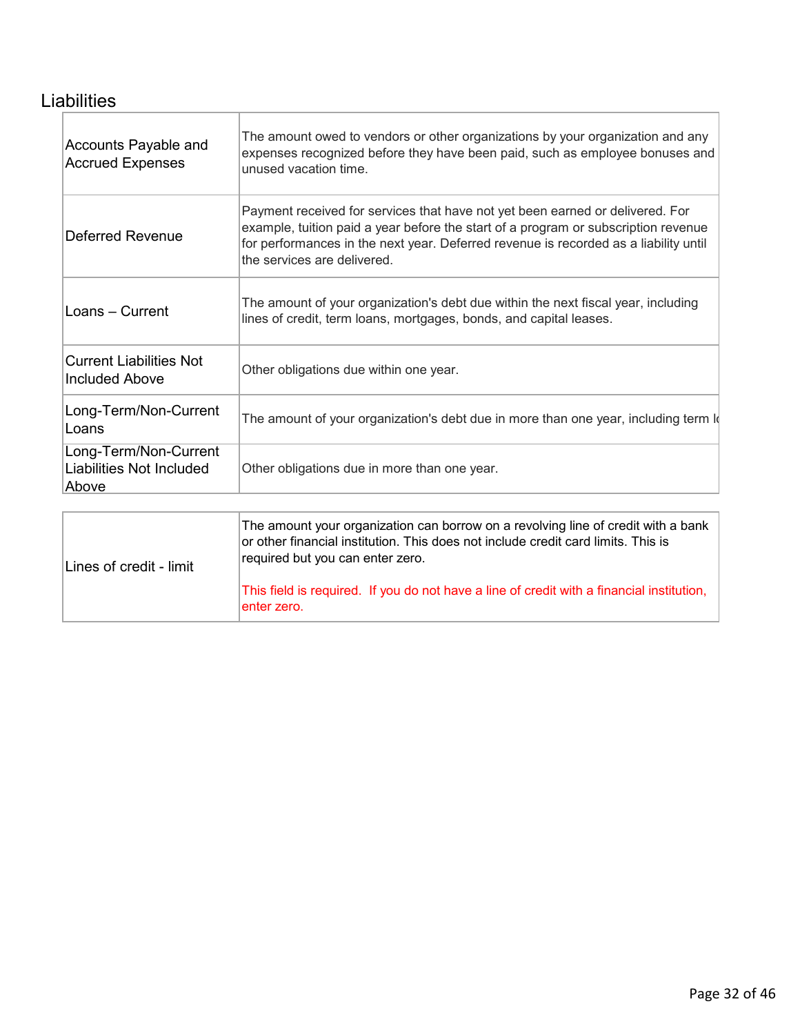## Liabilities

| | |
|---|---|
| Accounts Payable and Accrued Expenses | The amount owed to vendors or other organizations by your organization and any expenses recognized before they have been paid, such as employee bonuses and unused vacation time. |
| Deferred Revenue | Payment received for services that have not yet been earned or delivered. For example, tuition paid a year before the start of a program or subscription revenue for performances in the next year. Deferred revenue is recorded as a liability until the services are delivered. |
| Loans – Current | The amount of your organization's debt due within the next fiscal year, including lines of credit, term loans, mortgages, bonds, and capital leases. |
| Current Liabilities Not Included Above | Other obligations due within one year. |
| Long-Term/Non-Current Loans | The amount of your organization's debt due in more than one year, including term lo |
| Long-Term/Non-Current Liabilities Not Included Above | Other obligations due in more than one year. |

| | |
|---|---|
| Lines of credit - limit | The amount your organization can borrow on a revolving line of credit with a bank or other financial institution. This does not include credit card limits. This is required but you can enter zero.<br><br>This field is required. If you do not have a line of credit with a financial institution, enter zero. |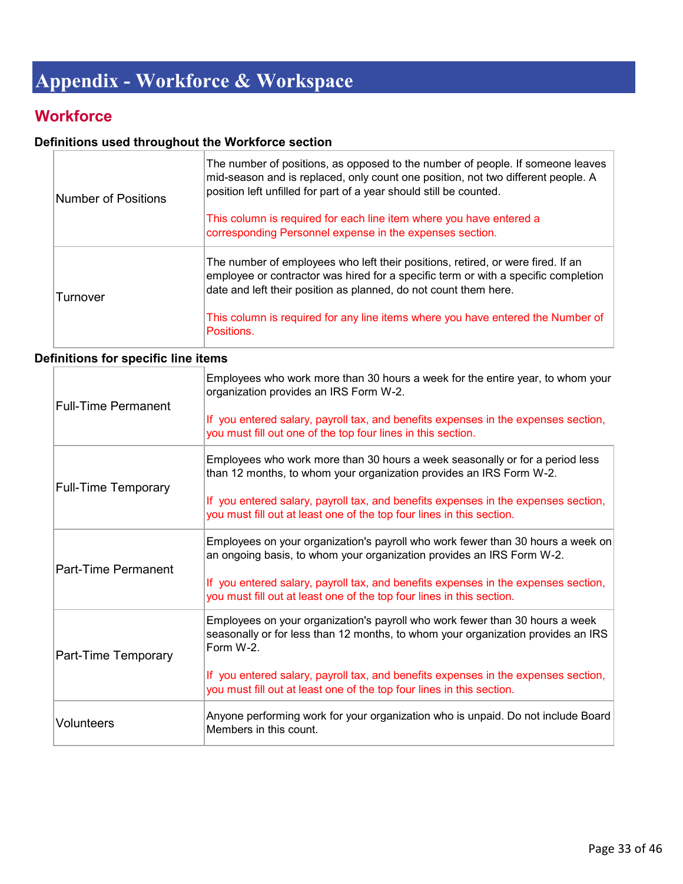# Appendix - Workforce & Workspace

## Workforce

**Definitions used throughout the Workforce section**

| | |
|---|---|
| Number of Positions | The number of positions, as opposed to the number of people. If someone leaves mid-season and is replaced, only count one position, not two different people. A position left unfilled for part of a year should still be counted.<br><br>This column is required for each line item where you have entered a corresponding Personnel expense in the expenses section. |
| Turnover | The number of employees who left their positions, retired, or were fired. If an employee or contractor was hired for a specific term or with a specific completion date and left their position as planned, do not count them here.<br><br>This column is required for any line items where you have entered the Number of Positions. |

**Definitions for specific line items**

| | |
|---|---|
| Full-Time Permanent | Employees who work more than 30 hours a week for the entire year, to whom your organization provides an IRS Form W-2.<br><br>If you entered salary, payroll tax, and benefits expenses in the expenses section, you must fill out one of the top four lines in this section. |
| Full-Time Temporary | Employees who work more than 30 hours a week seasonally or for a period less than 12 months, to whom your organization provides an IRS Form W-2.<br><br>If you entered salary, payroll tax, and benefits expenses in the expenses section, you must fill out at least one of the top four lines in this section. |
| Part-Time Permanent | Employees on your organization's payroll who work fewer than 30 hours a week on an ongoing basis, to whom your organization provides an IRS Form W-2.<br><br>If you entered salary, payroll tax, and benefits expenses in the expenses section, you must fill out at least one of the top four lines in this section. |
| Part-Time Temporary | Employees on your organization's payroll who work fewer than 30 hours a week seasonally or for less than 12 months, to whom your organization provides an IRS Form W-2.<br><br>If you entered salary, payroll tax, and benefits expenses in the expenses section, you must fill out at least one of the top four lines in this section. |
| Volunteers | Anyone performing work for your organization who is unpaid. Do not include Board Members in this count. |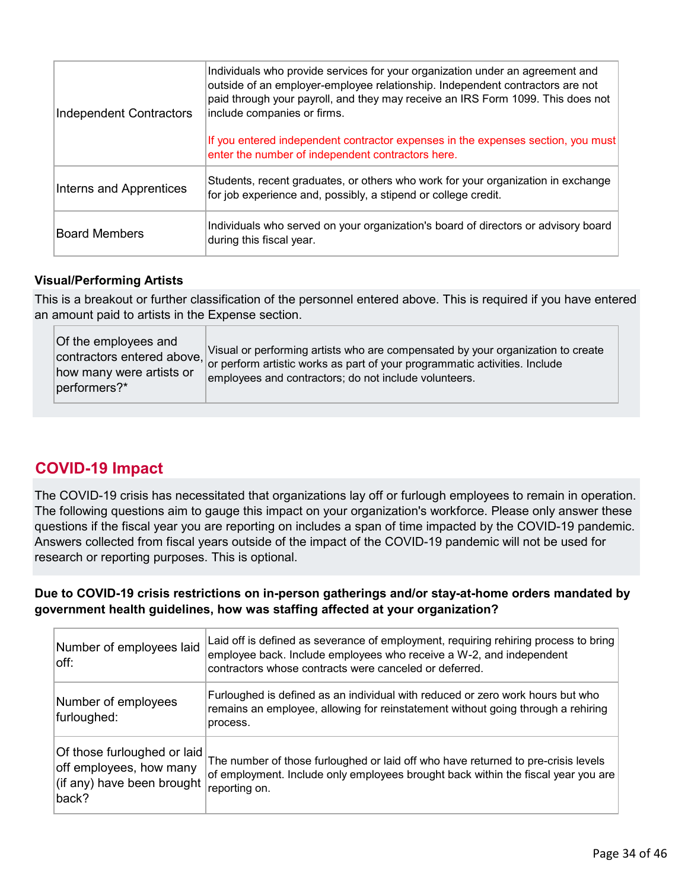| | |
|---|---|
| Independent Contractors | Individuals who provide services for your organization under an agreement and outside of an employer-employee relationship. Independent contractors are not paid through your payroll, and they may receive an IRS Form 1099. This does not include companies or firms.<br><br>If you entered independent contractor expenses in the expenses section, you must enter the number of independent contractors here. |
| Interns and Apprentices | Students, recent graduates, or others who work for your organization in exchange for job experience and, possibly, a stipend or college credit. |
| Board Members | Individuals who served on your organization's board of directors or advisory board during this fiscal year. |

**Visual/Performing Artists**

This is a breakout or further classification of the personnel entered above. This is required if you have entered an amount paid to artists in the Expense section.

| | |
|---|---|
| Of the employees and contractors entered above, how many were artists or performers?* | Visual or performing artists who are compensated by your organization to create or perform artistic works as part of your programmatic activities. Include employees and contractors; do not include volunteers. |

## COVID-19 Impact

The COVID-19 crisis has necessitated that organizations lay off or furlough employees to remain in operation. The following questions aim to gauge this impact on your organization's workforce. Please only answer these questions if the fiscal year you are reporting on includes a span of time impacted by the COVID-19 pandemic. Answers collected from fiscal years outside of the impact of the COVID-19 pandemic will not be used for research or reporting purposes. This is optional.

**Due to COVID-19 crisis restrictions on in-person gatherings and/or stay-at-home orders mandated by government health guidelines, how was staffing affected at your organization?**

| | |
|---|---|
| Number of employees laid off: | Laid off is defined as severance of employment, requiring rehiring process to bring employee back. Include employees who receive a W-2, and independent contractors whose contracts were canceled or deferred. |
| Number of employees furloughed: | Furloughed is defined as an individual with reduced or zero work hours but who remains an employee, allowing for reinstatement without going through a rehiring process. |
| Of those furloughed or laid off employees, how many (if any) have been brought back? | The number of those furloughed or laid off who have returned to pre-crisis levels of employment. Include only employees brought back within the fiscal year you are reporting on. |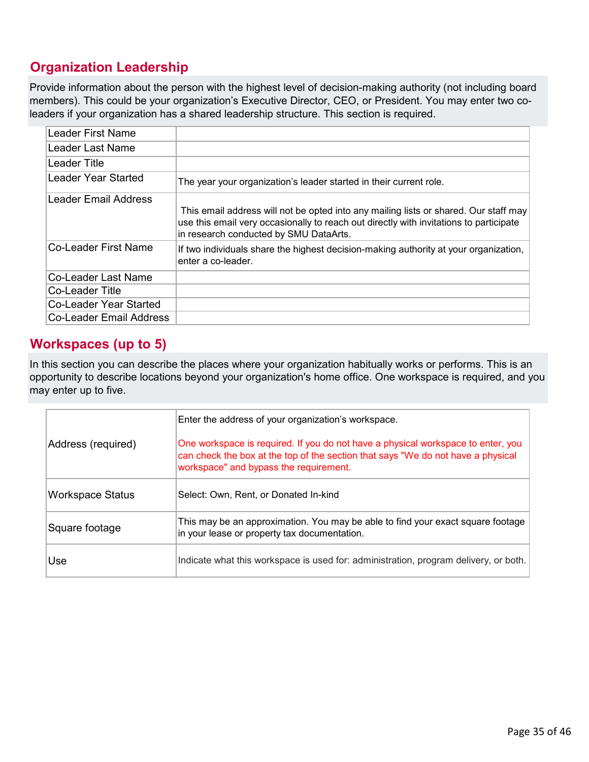## Organization Leadership

Provide information about the person with the highest level of decision-making authority (not including board members). This could be your organization's Executive Director, CEO, or President. You may enter two co-leaders if your organization has a shared leadership structure. This section is required.

| Field | Description |
|---|---|
| Leader First Name | |
| Leader Last Name | |
| Leader Title | |
| Leader Year Started | The year your organization's leader started in their current role. |
| Leader Email Address | This email address will not be opted into any mailing lists or shared. Our staff may use this email very occasionally to reach out directly with invitations to participate in research conducted by SMU DataArts. |
| Co-Leader First Name | If two individuals share the highest decision-making authority at your organization, enter a co-leader. |
| Co-Leader Last Name | |
| Co-Leader Title | |
| Co-Leader Year Started | |
| Co-Leader Email Address | |

## Workspaces (up to 5)

In this section you can describe the places where your organization habitually works or performs. This is an opportunity to describe locations beyond your organization's home office. One workspace is required, and you may enter up to five.

| Field | Description |
|---|---|
| Address (required) | Enter the address of your organization's workspace.<br><br>One workspace is required. If you do not have a physical workspace to enter, you can check the box at the top of the section that says "We do not have a physical workspace" and bypass the requirement. |
| Workspace Status | Select: Own, Rent, or Donated In-kind |
| Square footage | This may be an approximation. You may be able to find your exact square footage in your lease or property tax documentation. |
| Use | Indicate what this workspace is used for: administration, program delivery, or both. |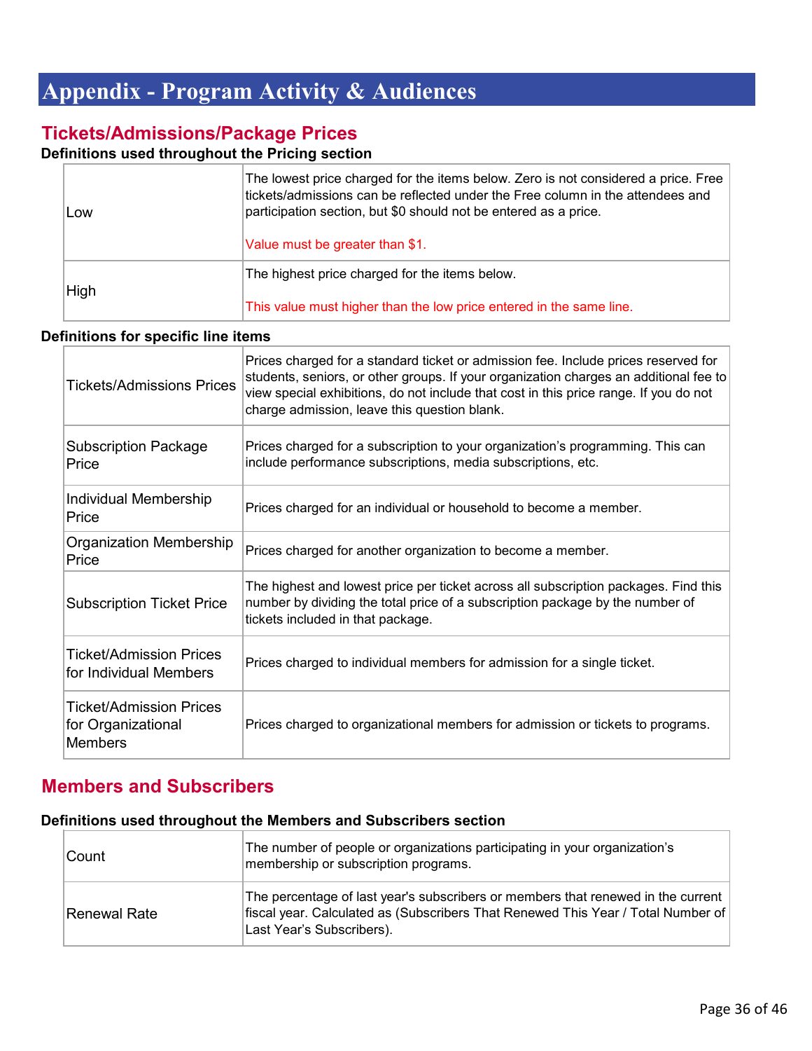# Appendix - Program Activity & Audiences

## Tickets/Admissions/Package Prices

**Definitions used throughout the Pricing section**

| | |
|---|---|
| Low | The lowest price charged for the items below. Zero is not considered a price. Free tickets/admissions can be reflected under the Free column in the attendees and participation section, but $0 should not be entered as a price.<br><br>Value must be greater than $1. |
| High | The highest price charged for the items below.<br><br>This value must higher than the low price entered in the same line. |

**Definitions for specific line items**

| | |
|---|---|
| Tickets/Admissions Prices | Prices charged for a standard ticket or admission fee. Include prices reserved for students, seniors, or other groups. If your organization charges an additional fee to view special exhibitions, do not include that cost in this price range. If you do not charge admission, leave this question blank. |
| Subscription Package Price | Prices charged for a subscription to your organization's programming. This can include performance subscriptions, media subscriptions, etc. |
| Individual Membership Price | Prices charged for an individual or household to become a member. |
| Organization Membership Price | Prices charged for another organization to become a member. |
| Subscription Ticket Price | The highest and lowest price per ticket across all subscription packages. Find this number by dividing the total price of a subscription package by the number of tickets included in that package. |
| Ticket/Admission Prices for Individual Members | Prices charged to individual members for admission for a single ticket. |
| Ticket/Admission Prices for Organizational Members | Prices charged to organizational members for admission or tickets to programs. |

## Members and Subscribers

**Definitions used throughout the Members and Subscribers section**

| | |
|---|---|
| Count | The number of people or organizations participating in your organization's membership or subscription programs. |
| Renewal Rate | The percentage of last year's subscribers or members that renewed in the current fiscal year. Calculated as (Subscribers That Renewed This Year / Total Number of Last Year's Subscribers). |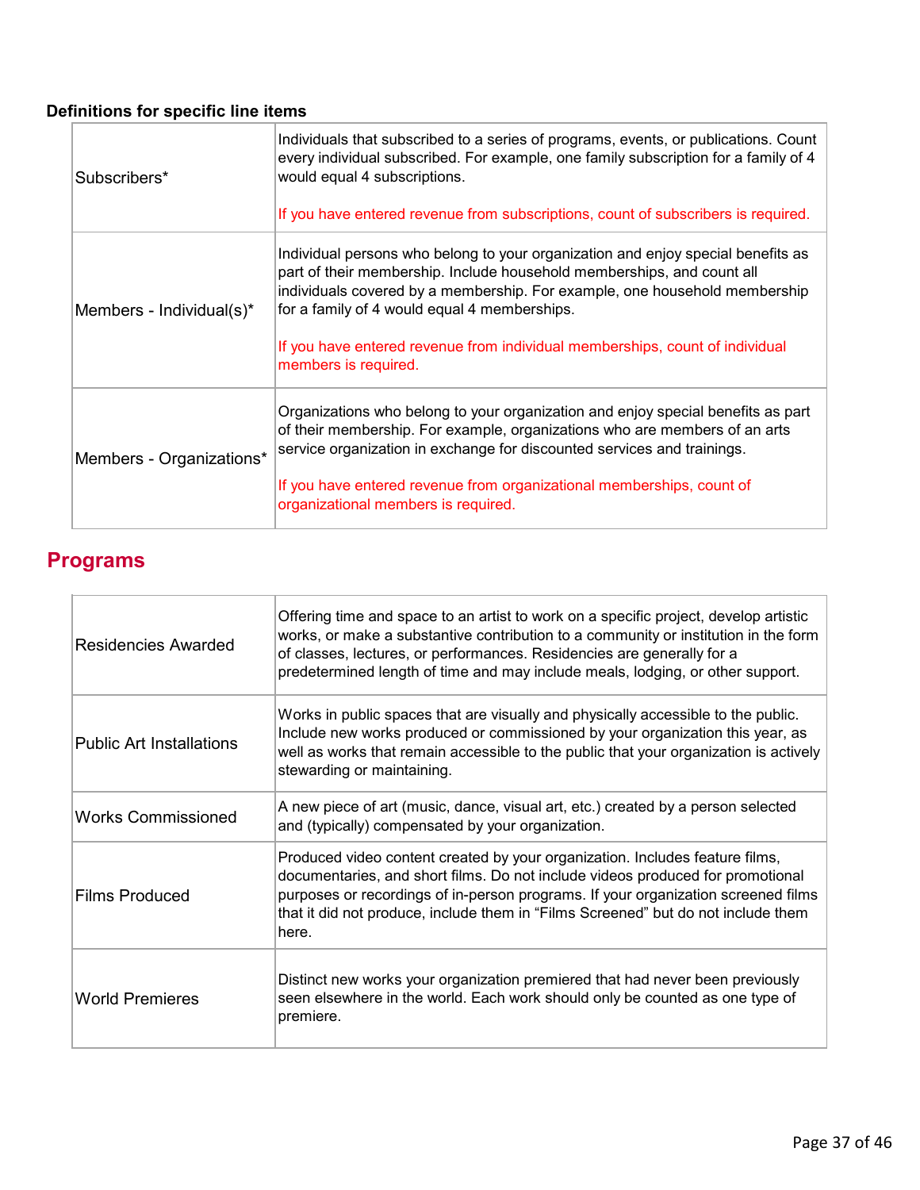**Definitions for specific line items**

| | |
|---|---|
| Subscribers* | Individuals that subscribed to a series of programs, events, or publications. Count every individual subscribed. For example, one family subscription for a family of 4 would equal 4 subscriptions.<br><br>If you have entered revenue from subscriptions, count of subscribers is required. |
| Members - Individual(s)* | Individual persons who belong to your organization and enjoy special benefits as part of their membership. Include household memberships, and count all individuals covered by a membership. For example, one household membership for a family of 4 would equal 4 memberships.<br><br>If you have entered revenue from individual memberships, count of individual members is required. |
| Members - Organizations* | Organizations who belong to your organization and enjoy special benefits as part of their membership. For example, organizations who are members of an arts service organization in exchange for discounted services and trainings.<br><br>If you have entered revenue from organizational memberships, count of organizational members is required. |

## Programs

| | |
|---|---|
| Residencies Awarded | Offering time and space to an artist to work on a specific project, develop artistic works, or make a substantive contribution to a community or institution in the form of classes, lectures, or performances. Residencies are generally for a predetermined length of time and may include meals, lodging, or other support. |
| Public Art Installations | Works in public spaces that are visually and physically accessible to the public. Include new works produced or commissioned by your organization this year, as well as works that remain accessible to the public that your organization is actively stewarding or maintaining. |
| Works Commissioned | A new piece of art (music, dance, visual art, etc.) created by a person selected and (typically) compensated by your organization. |
| Films Produced | Produced video content created by your organization. Includes feature films, documentaries, and short films. Do not include videos produced for promotional purposes or recordings of in-person programs. If your organization screened films that it did not produce, include them in "Films Screened" but do not include them here. |
| World Premieres | Distinct new works your organization premiered that had never been previously seen elsewhere in the world. Each work should only be counted as one type of premiere. |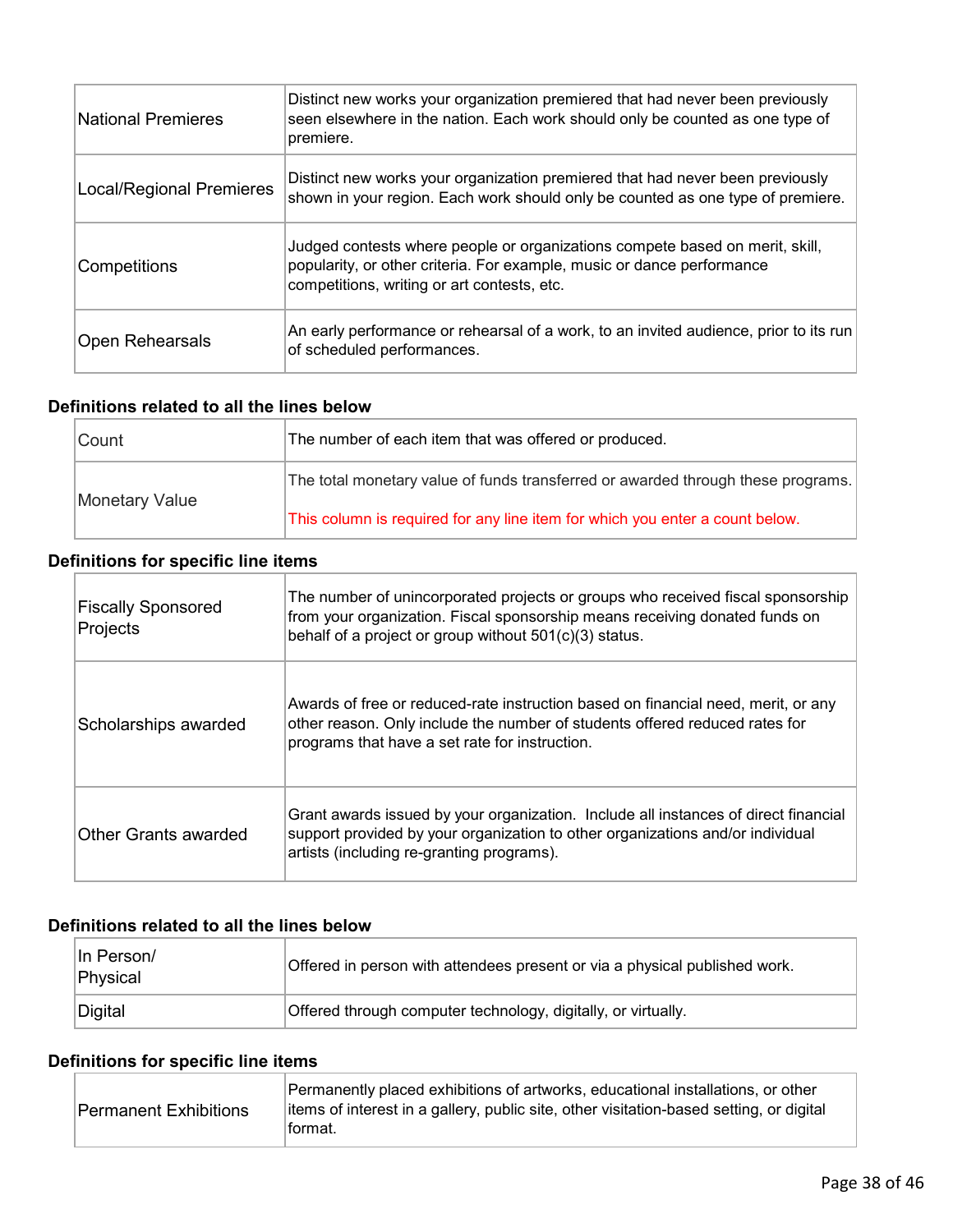| | |
|---|---|
| National Premieres | Distinct new works your organization premiered that had never been previously seen elsewhere in the nation. Each work should only be counted as one type of premiere. |
| Local/Regional Premieres | Distinct new works your organization premiered that had never been previously shown in your region. Each work should only be counted as one type of premiere. |
| Competitions | Judged contests where people or organizations compete based on merit, skill, popularity, or other criteria. For example, music or dance performance competitions, writing or art contests, etc. |
| Open Rehearsals | An early performance or rehearsal of a work, to an invited audience, prior to its run of scheduled performances. |

### Definitions related to all the lines below

| | |
|---|---|
| Count | The number of each item that was offered or produced. |
| Monetary Value | The total monetary value of funds transferred or awarded through these programs.<br><br>This column is required for any line item for which you enter a count below. |

### Definitions for specific line items

| | |
|---|---|
| Fiscally Sponsored Projects | The number of unincorporated projects or groups who received fiscal sponsorship from your organization. Fiscal sponsorship means receiving donated funds on behalf of a project or group without 501(c)(3) status. |
| Scholarships awarded | Awards of free or reduced-rate instruction based on financial need, merit, or any other reason. Only include the number of students offered reduced rates for programs that have a set rate for instruction. |
| Other Grants awarded | Grant awards issued by your organization. Include all instances of direct financial support provided by your organization to other organizations and/or individual artists (including re-granting programs). |

### Definitions related to all the lines below

| | |
|---|---|
| In Person/ Physical | Offered in person with attendees present or via a physical published work. |
| Digital | Offered through computer technology, digitally, or virtually. |

### Definitions for specific line items

| | |
|---|---|
| Permanent Exhibitions | Permanently placed exhibitions of artworks, educational installations, or other items of interest in a gallery, public site, other visitation-based setting, or digital format. |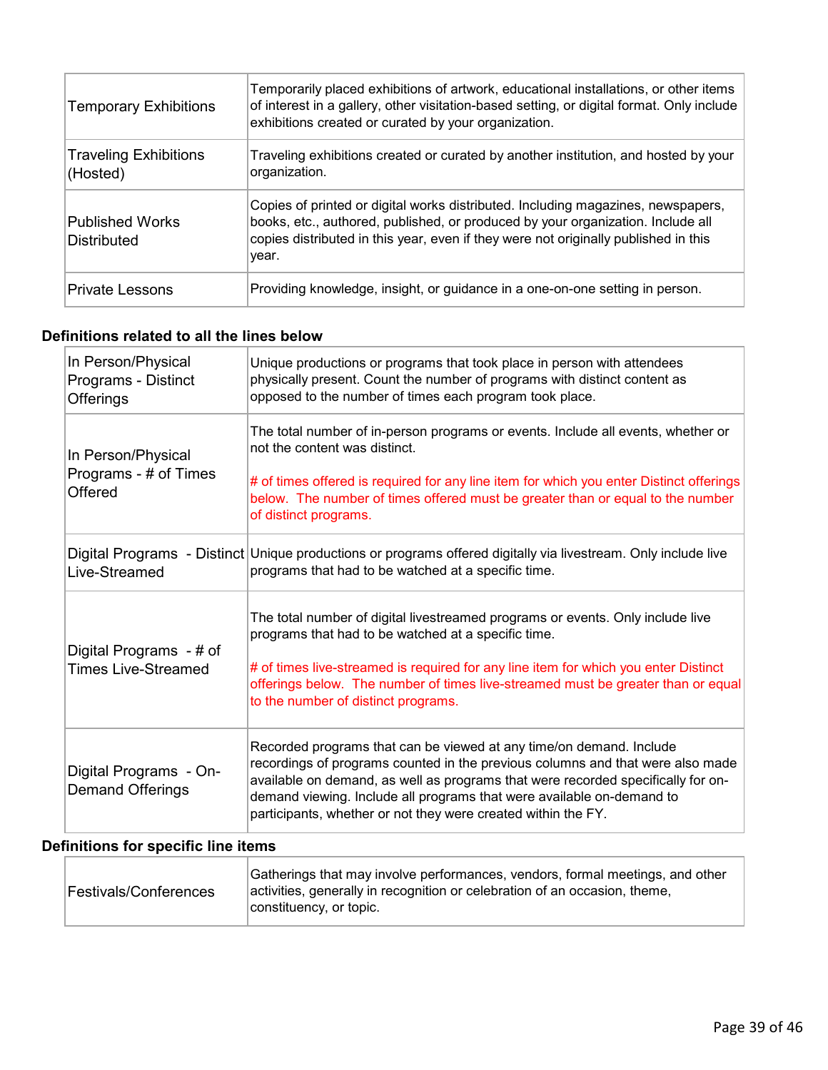| | |
|---|---|
| Temporary Exhibitions | Temporarily placed exhibitions of artwork, educational installations, or other items of interest in a gallery, other visitation-based setting, or digital format. Only include exhibitions created or curated by your organization. |
| Traveling Exhibitions (Hosted) | Traveling exhibitions created or curated by another institution, and hosted by your organization. |
| Published Works Distributed | Copies of printed or digital works distributed. Including magazines, newspapers, books, etc., authored, published, or produced by your organization. Include all copies distributed in this year, even if they were not originally published in this year. |
| Private Lessons | Providing knowledge, insight, or guidance in a one-on-one setting in person. |

### Definitions related to all the lines below

| | |
|---|---|
| In Person/Physical Programs - Distinct Offerings | Unique productions or programs that took place in person with attendees physically present. Count the number of programs with distinct content as opposed to the number of times each program took place. |
| In Person/Physical Programs - # of Times Offered | The total number of in-person programs or events. Include all events, whether or not the content was distinct.<br><br># of times offered is required for any line item for which you enter Distinct offerings below. The number of times offered must be greater than or equal to the number of distinct programs. |
| Digital Programs - Distinct Live-Streamed | Unique productions or programs offered digitally via livestream. Only include live programs that had to be watched at a specific time. |
| Digital Programs - # of Times Live-Streamed | The total number of digital livestreamed programs or events. Only include live programs that had to be watched at a specific time.<br><br># of times live-streamed is required for any line item for which you enter Distinct offerings below. The number of times live-streamed must be greater than or equal to the number of distinct programs. |
| Digital Programs - On-Demand Offerings | Recorded programs that can be viewed at any time/on demand. Include recordings of programs counted in the previous columns and that were also made available on demand, as well as programs that were recorded specifically for on-demand viewing. Include all programs that were available on-demand to participants, whether or not they were created within the FY. |

### Definitions for specific line items

| | |
|---|---|
| Festivals/Conferences | Gatherings that may involve performances, vendors, formal meetings, and other activities, generally in recognition or celebration of an occasion, theme, constituency, or topic. |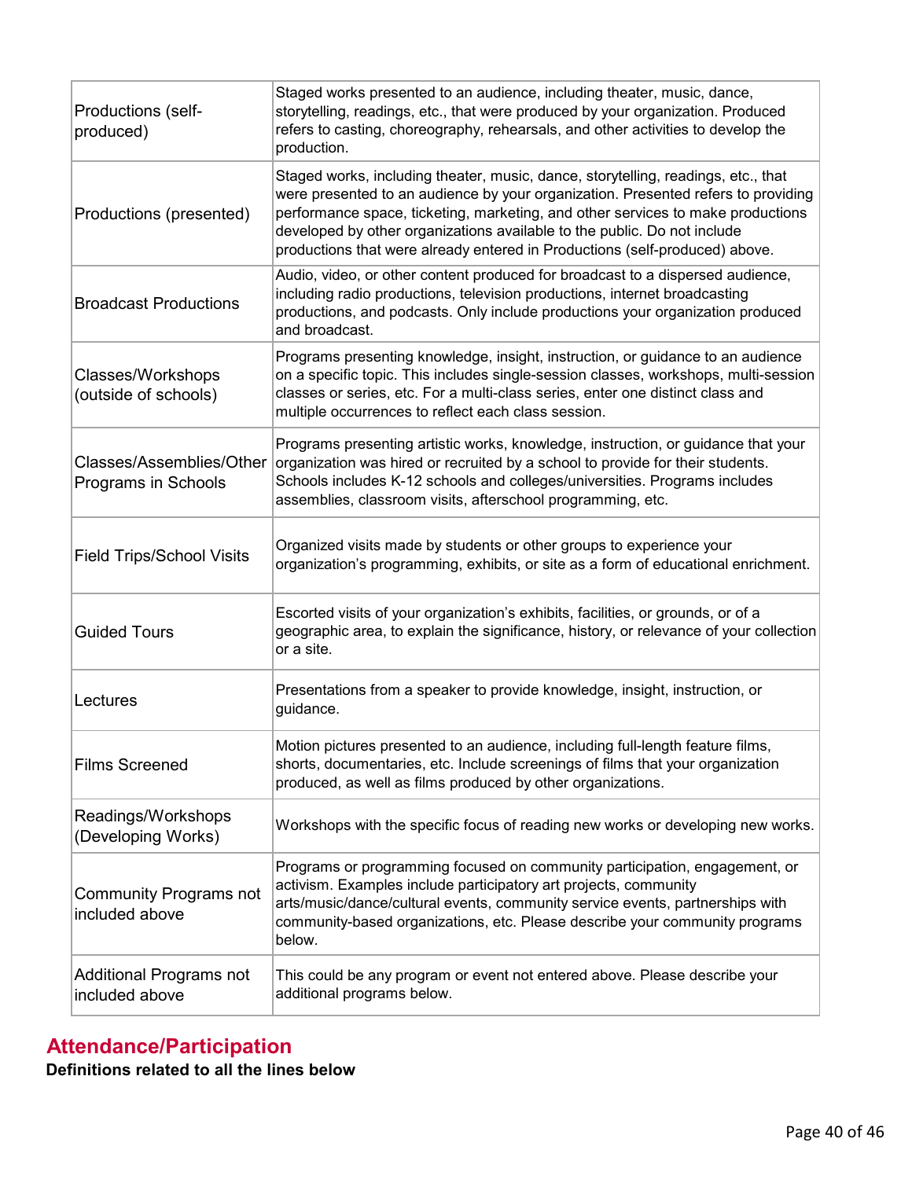| | |
|---|---|
| Productions (self-produced) | Staged works presented to an audience, including theater, music, dance, storytelling, readings, etc., that were produced by your organization. Produced refers to casting, choreography, rehearsals, and other activities to develop the production. |
| Productions (presented) | Staged works, including theater, music, dance, storytelling, readings, etc., that were presented to an audience by your organization. Presented refers to providing performance space, ticketing, marketing, and other services to make productions developed by other organizations available to the public. Do not include productions that were already entered in Productions (self-produced) above. |
| Broadcast Productions | Audio, video, or other content produced for broadcast to a dispersed audience, including radio productions, television productions, internet broadcasting productions, and podcasts. Only include productions your organization produced and broadcast. |
| Classes/Workshops (outside of schools) | Programs presenting knowledge, insight, instruction, or guidance to an audience on a specific topic. This includes single-session classes, workshops, multi-session classes or series, etc. For a multi-class series, enter one distinct class and multiple occurrences to reflect each class session. |
| Classes/Assemblies/Other Programs in Schools | Programs presenting artistic works, knowledge, instruction, or guidance that your organization was hired or recruited by a school to provide for their students. Schools includes K-12 schools and colleges/universities. Programs includes assemblies, classroom visits, afterschool programming, etc. |
| Field Trips/School Visits | Organized visits made by students or other groups to experience your organization's programming, exhibits, or site as a form of educational enrichment. |
| Guided Tours | Escorted visits of your organization's exhibits, facilities, or grounds, or of a geographic area, to explain the significance, history, or relevance of your collection or a site. |
| Lectures | Presentations from a speaker to provide knowledge, insight, instruction, or guidance. |
| Films Screened | Motion pictures presented to an audience, including full-length feature films, shorts, documentaries, etc. Include screenings of films that your organization produced, as well as films produced by other organizations. |
| Readings/Workshops (Developing Works) | Workshops with the specific focus of reading new works or developing new works. |
| Community Programs not included above | Programs or programming focused on community participation, engagement, or activism. Examples include participatory art projects, community arts/music/dance/cultural events, community service events, partnerships with community-based organizations, etc. Please describe your community programs below. |
| Additional Programs not included above | This could be any program or event not entered above. Please describe your additional programs below. |

## Attendance/Participation

**Definitions related to all the lines below**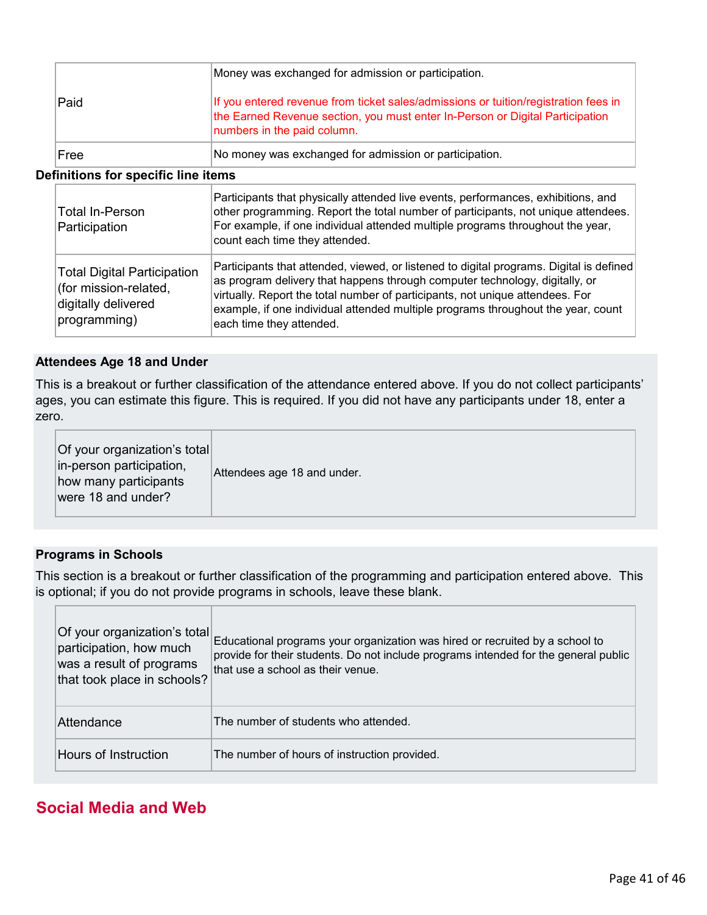| | |
|---|---|
| Paid | Money was exchanged for admission or participation.<br><br>If you entered revenue from ticket sales/admissions or tuition/registration fees in the Earned Revenue section, you must enter In-Person or Digital Participation numbers in the paid column. |
| Free | No money was exchanged for admission or participation. |

**Definitions for specific line items**

| | |
|---|---|
| Total In-Person Participation | Participants that physically attended live events, performances, exhibitions, and other programming. Report the total number of participants, not unique attendees. For example, if one individual attended multiple programs throughout the year, count each time they attended. |
| Total Digital Participation (for mission-related, digitally delivered programming) | Participants that attended, viewed, or listened to digital programs. Digital is defined as program delivery that happens through computer technology, digitally, or virtually. Report the total number of participants, not unique attendees. For example, if one individual attended multiple programs throughout the year, count each time they attended. |

**Attendees Age 18 and Under**

This is a breakout or further classification of the attendance entered above. If you do not collect participants' ages, you can estimate this figure. This is required. If you did not have any participants under 18, enter a zero.

| | |
|---|---|
| Of your organization's total in-person participation, how many participants were 18 and under? | Attendees age 18 and under. |

**Programs in Schools**

This section is a breakout or further classification of the programming and participation entered above. This is optional; if you do not provide programs in schools, leave these blank.

| | |
|---|---|
| Of your organization's total participation, how much was a result of programs that took place in schools? | Educational programs your organization was hired or recruited by a school to provide for their students. Do not include programs intended for the general public that use a school as their venue. |
| Attendance | The number of students who attended. |
| Hours of Instruction | The number of hours of instruction provided. |

## Social Media and Web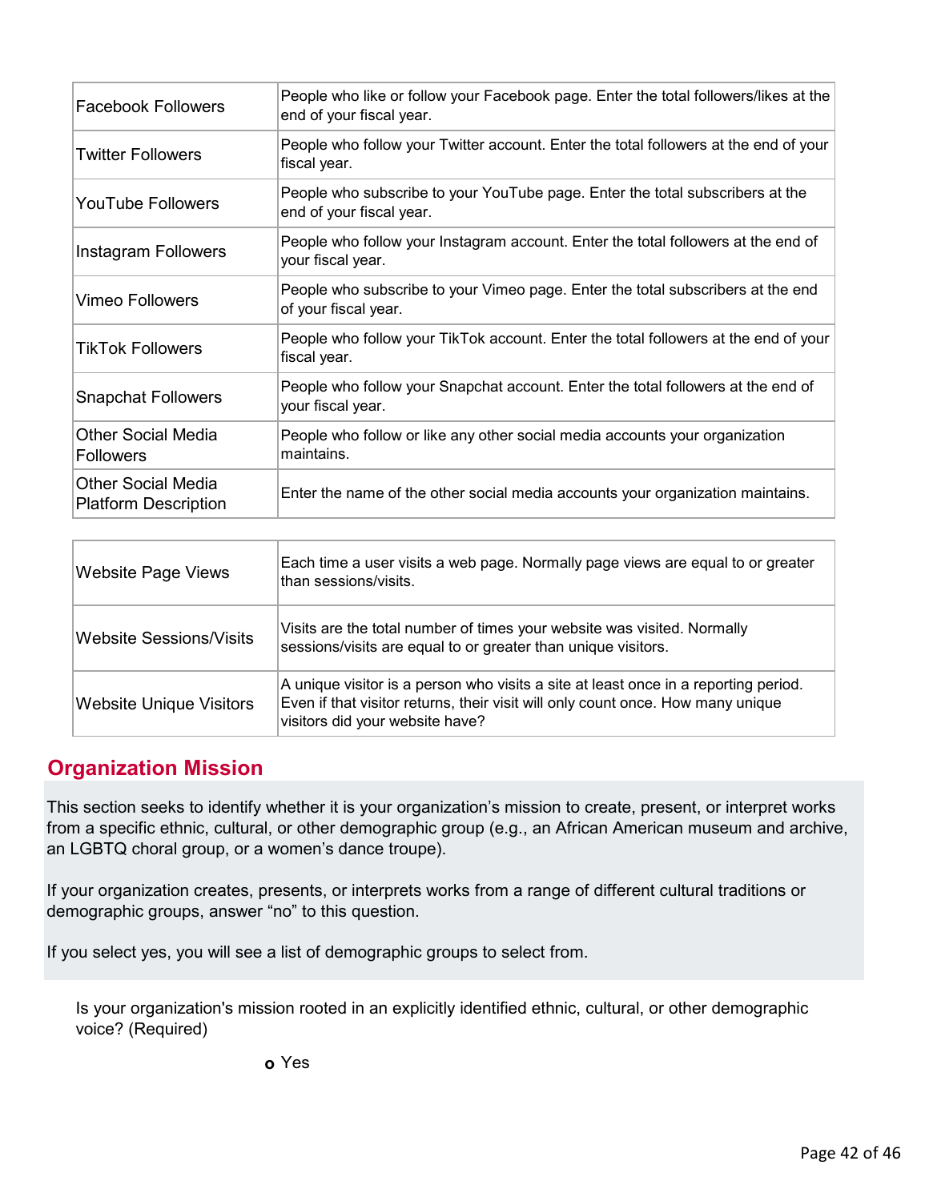| | |
|---|---|
| Facebook Followers | People who like or follow your Facebook page. Enter the total followers/likes at the end of your fiscal year. |
| Twitter Followers | People who follow your Twitter account. Enter the total followers at the end of your fiscal year. |
| YouTube Followers | People who subscribe to your YouTube page. Enter the total subscribers at the end of your fiscal year. |
| Instagram Followers | People who follow your Instagram account. Enter the total followers at the end of your fiscal year. |
| Vimeo Followers | People who subscribe to your Vimeo page. Enter the total subscribers at the end of your fiscal year. |
| TikTok Followers | People who follow your TikTok account. Enter the total followers at the end of your fiscal year. |
| Snapchat Followers | People who follow your Snapchat account. Enter the total followers at the end of your fiscal year. |
| Other Social Media Followers | People who follow or like any other social media accounts your organization maintains. |
| Other Social Media Platform Description | Enter the name of the other social media accounts your organization maintains. |

| | |
|---|---|
| Website Page Views | Each time a user visits a web page. Normally page views are equal to or greater than sessions/visits. |
| Website Sessions/Visits | Visits are the total number of times your website was visited. Normally sessions/visits are equal to or greater than unique visitors. |
| Website Unique Visitors | A unique visitor is a person who visits a site at least once in a reporting period. Even if that visitor returns, their visit will only count once. How many unique visitors did your website have? |

## Organization Mission

This section seeks to identify whether it is your organization's mission to create, present, or interpret works from a specific ethnic, cultural, or other demographic group (e.g., an African American museum and archive, an LGBTQ choral group, or a women's dance troupe).

If your organization creates, presents, or interprets works from a range of different cultural traditions or demographic groups, answer "no" to this question.

If you select yes, you will see a list of demographic groups to select from.

Is your organization's mission rooted in an explicitly identified ethnic, cultural, or other demographic voice? (Required)

- Yes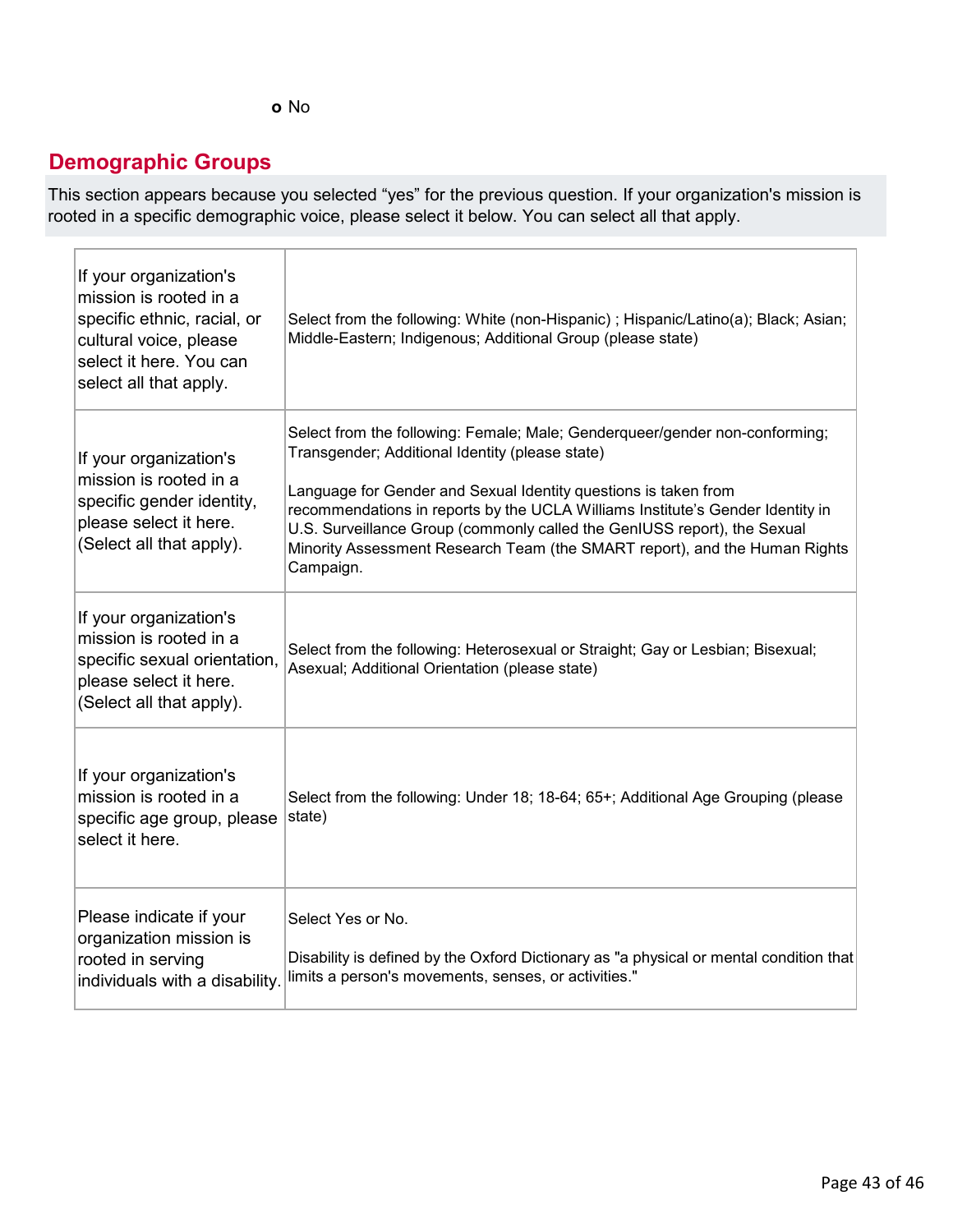- No

## Demographic Groups

This section appears because you selected “yes” for the previous question. If your organization's mission is rooted in a specific demographic voice, please select it below. You can select all that apply.

| | |
|---|---|
| If your organization's mission is rooted in a specific ethnic, racial, or cultural voice, please select it here. You can select all that apply. | Select from the following: White (non-Hispanic) ; Hispanic/Latino(a); Black; Asian; Middle-Eastern; Indigenous; Additional Group (please state) |
| If your organization's mission is rooted in a specific gender identity, please select it here. (Select all that apply). | Select from the following: Female; Male; Genderqueer/gender non-conforming; Transgender; Additional Identity (please state)<br><br>Language for Gender and Sexual Identity questions is taken from recommendations in reports by the UCLA Williams Institute’s Gender Identity in U.S. Surveillance Group (commonly called the GenIUSS report), the Sexual Minority Assessment Research Team (the SMART report), and the Human Rights Campaign. |
| If your organization's mission is rooted in a specific sexual orientation, please select it here. (Select all that apply). | Select from the following: Heterosexual or Straight; Gay or Lesbian; Bisexual; Asexual; Additional Orientation (please state) |
| If your organization's mission is rooted in a specific age group, please select it here. | Select from the following: Under 18; 18-64; 65+; Additional Age Grouping (please state) |
| Please indicate if your organization mission is rooted in serving individuals with a disability. | Select Yes or No.<br><br>Disability is defined by the Oxford Dictionary as "a physical or mental condition that limits a person's movements, senses, or activities." |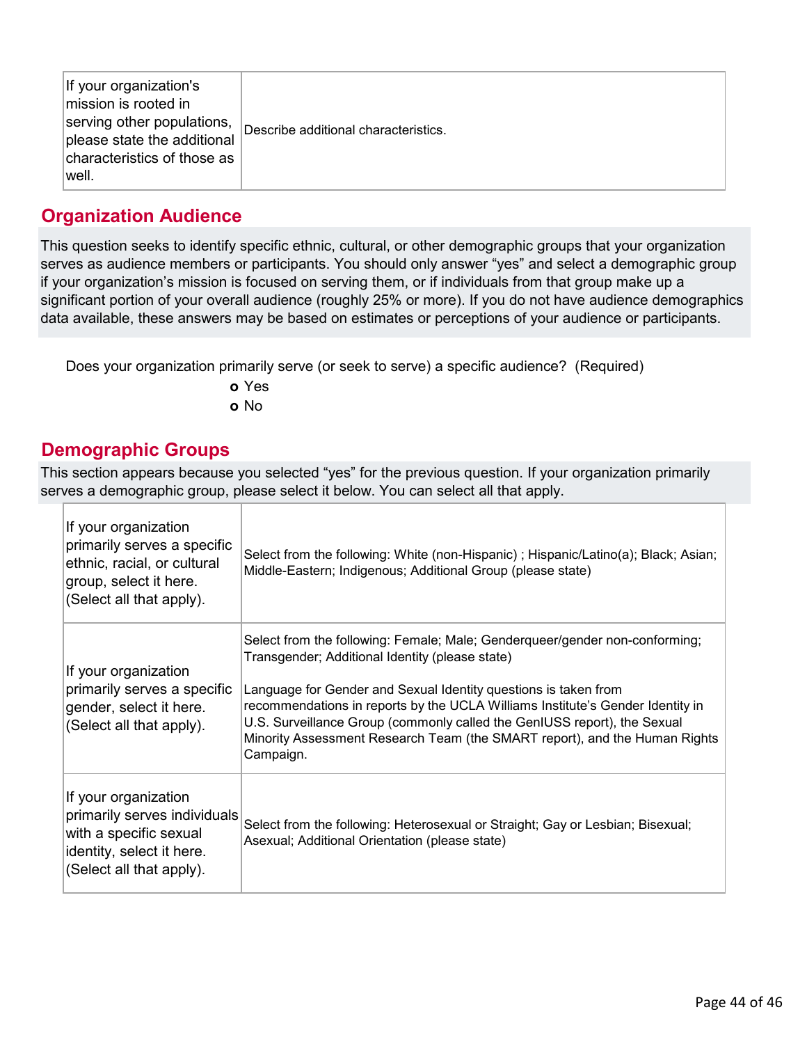| If your organization's mission is rooted in serving other populations, please state the additional characteristics of those as well. | Describe additional characteristics. |
|---|---|

## Organization Audience

This question seeks to identify specific ethnic, cultural, or other demographic groups that your organization serves as audience members or participants. You should only answer “yes” and select a demographic group if your organization’s mission is focused on serving them, or if individuals from that group make up a significant portion of your overall audience (roughly 25% or more). If you do not have audience demographics data available, these answers may be based on estimates or perceptions of your audience or participants.

Does your organization primarily serve (or seek to serve) a specific audience? (Required)

- Yes
- No

## Demographic Groups

This section appears because you selected “yes” for the previous question. If your organization primarily serves a demographic group, please select it below. You can select all that apply.

| If your organization primarily serves a specific ethnic, racial, or cultural group, select it here. (Select all that apply). | Select from the following: White (non-Hispanic) ; Hispanic/Latino(a); Black; Asian; Middle-Eastern; Indigenous; Additional Group (please state) |
|---|---|
| If your organization primarily serves a specific gender, select it here. (Select all that apply). | Select from the following: Female; Male; Genderqueer/gender non-conforming; Transgender; Additional Identity (please state)<br><br>Language for Gender and Sexual Identity questions is taken from recommendations in reports by the UCLA Williams Institute’s Gender Identity in U.S. Surveillance Group (commonly called the GenIUSS report), the Sexual Minority Assessment Research Team (the SMART report), and the Human Rights Campaign. |
| If your organization primarily serves individuals with a specific sexual identity, select it here. (Select all that apply). | Select from the following: Heterosexual or Straight; Gay or Lesbian; Bisexual; Asexual; Additional Orientation (please state) |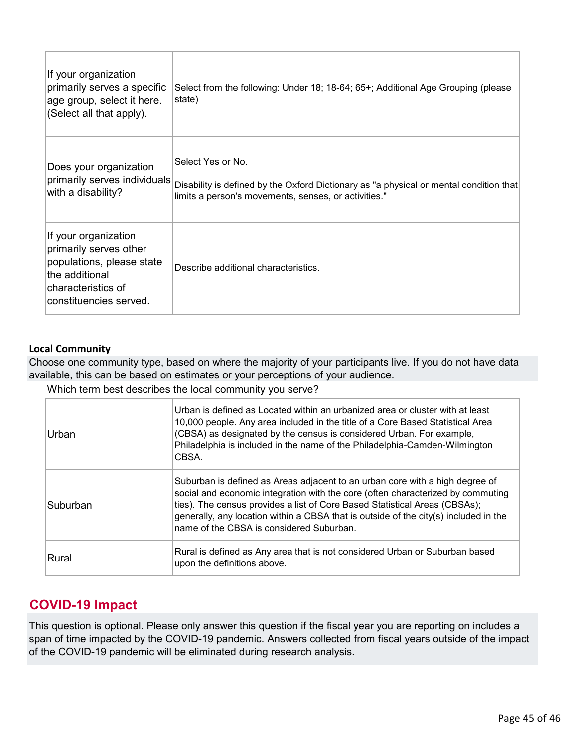| If your organization primarily serves a specific age group, select it here. (Select all that apply). | Select from the following: Under 18; 18-64; 65+; Additional Age Grouping (please state) |
|---|---|
| Does your organization primarily serves individuals with a disability? | Select Yes or No.<br><br>Disability is defined by the Oxford Dictionary as "a physical or mental condition that limits a person's movements, senses, or activities." |
| If your organization primarily serves other populations, please state the additional characteristics of constituencies served. | Describe additional characteristics. |

**Local Community**

Choose one community type, based on where the majority of your participants live. If you do not have data available, this can be based on estimates or your perceptions of your audience.

Which term best describes the local community you serve?

| Urban | Urban is defined as Located within an urbanized area or cluster with at least 10,000 people. Any area included in the title of a Core Based Statistical Area (CBSA) as designated by the census is considered Urban. For example, Philadelphia is included in the name of the Philadelphia-Camden-Wilmington CBSA. |
|---|---|
| Suburban | Suburban is defined as Areas adjacent to an urban core with a high degree of social and economic integration with the core (often characterized by commuting ties). The census provides a list of Core Based Statistical Areas (CBSAs); generally, any location within a CBSA that is outside of the city(s) included in the name of the CBSA is considered Suburban. |
| Rural | Rural is defined as Any area that is not considered Urban or Suburban based upon the definitions above. |

## COVID-19 Impact

This question is optional. Please only answer this question if the fiscal year you are reporting on includes a span of time impacted by the COVID-19 pandemic. Answers collected from fiscal years outside of the impact of the COVID-19 pandemic will be eliminated during research analysis.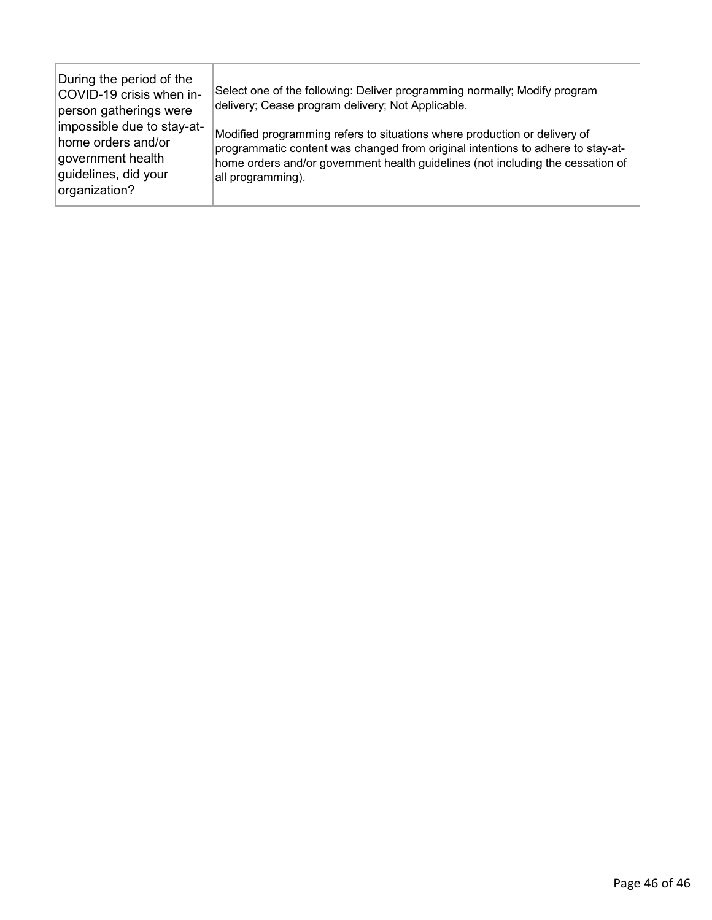| | |
|---|---|
| During the period of the COVID-19 crisis when in-person gatherings were impossible due to stay-at-home orders and/or government health guidelines, did your organization? | Select one of the following: Deliver programming normally; Modify program delivery; Cease program delivery; Not Applicable.<br><br>Modified programming refers to situations where production or delivery of programmatic content was changed from original intentions to adhere to stay-at-home orders and/or government health guidelines (not including the cessation of all programming). |